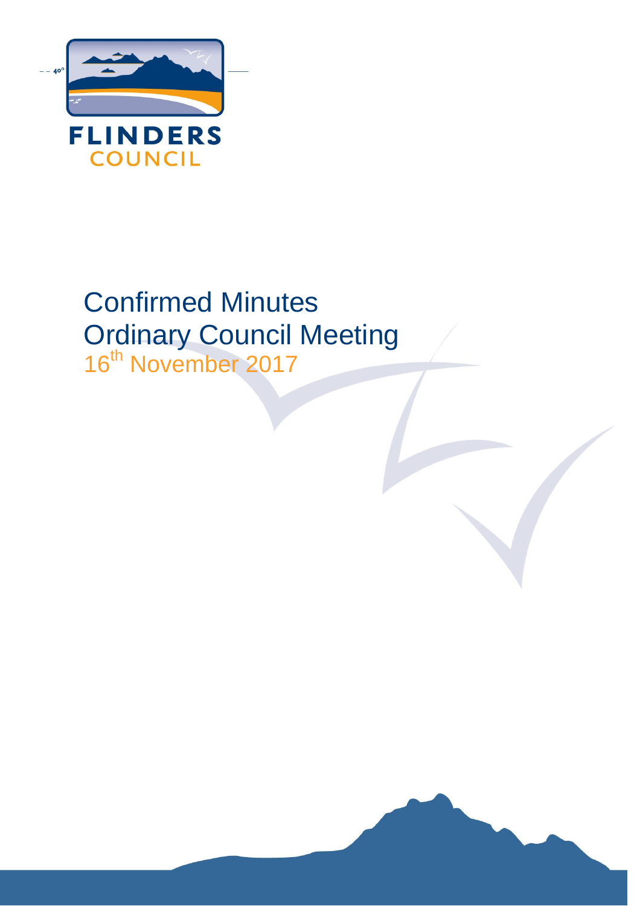FLINDERS
COUNCIL

# Confirmed Minutes
# Ordinary Council Meeting
16th November 2017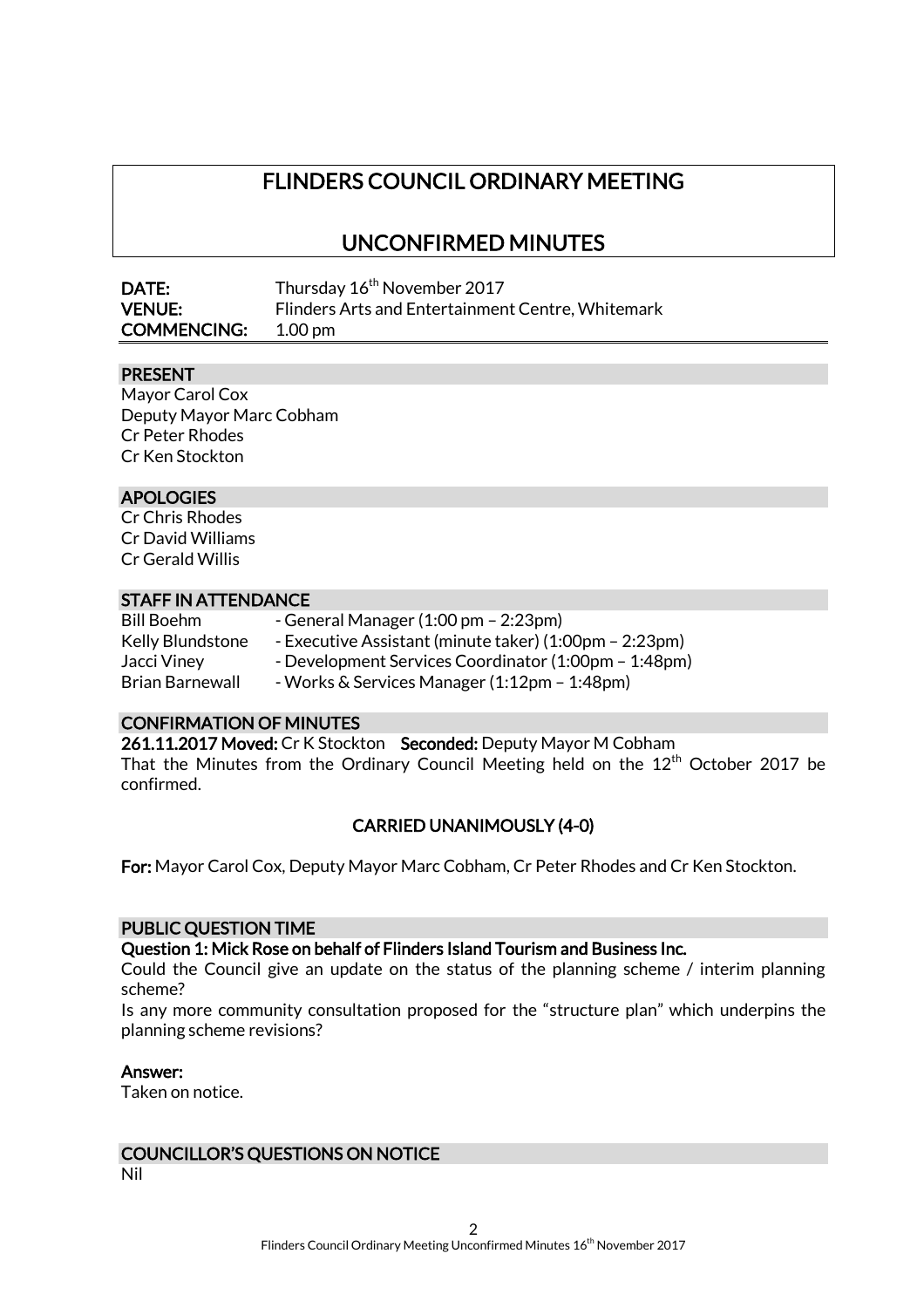# FLINDERS COUNCIL ORDINARY MEETING

## UNCONFIRMED MINUTES

**DATE:** Thursday 16th November 2017
**VENUE:** Flinders Arts and Entertainment Centre, Whitemark
**COMMENCING:** 1.00 pm

### PRESENT

Mayor Carol Cox
Deputy Mayor Marc Cobham
Cr Peter Rhodes
Cr Ken Stockton

### APOLOGIES

Cr Chris Rhodes
Cr David Williams
Cr Gerald Willis

### STAFF IN ATTENDANCE

| | |
|---|---|
| Bill Boehm | - General Manager (1:00 pm – 2:23pm) |
| Kelly Blundstone | - Executive Assistant (minute taker) (1:00pm – 2:23pm) |
| Jacci Viney | - Development Services Coordinator (1:00pm – 1:48pm) |
| Brian Barnewall | - Works & Services Manager (1:12pm – 1:48pm) |

### CONFIRMATION OF MINUTES

**261.11.2017 Moved:** Cr K Stockton **Seconded:** Deputy Mayor M Cobham
That the Minutes from the Ordinary Council Meeting held on the 12th October 2017 be confirmed.

**CARRIED UNANIMOUSLY (4-0)**

**For:** Mayor Carol Cox, Deputy Mayor Marc Cobham, Cr Peter Rhodes and Cr Ken Stockton.

### PUBLIC QUESTION TIME

**Question 1: Mick Rose on behalf of Flinders Island Tourism and Business Inc.**

Could the Council give an update on the status of the planning scheme / interim planning scheme?

Is any more community consultation proposed for the "structure plan" which underpins the planning scheme revisions?

**Answer:**

Taken on notice.

### COUNCILLOR'S QUESTIONS ON NOTICE

Nil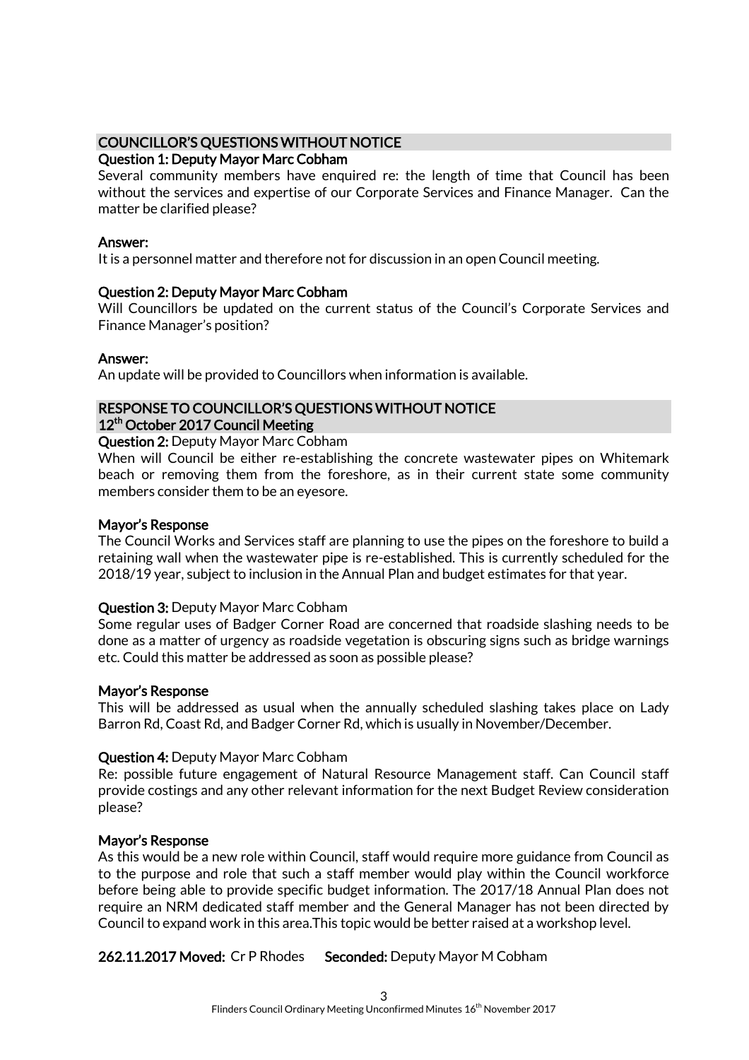## COUNCILLOR'S QUESTIONS WITHOUT NOTICE

**Question 1: Deputy Mayor Marc Cobham**

Several community members have enquired re: the length of time that Council has been without the services and expertise of our Corporate Services and Finance Manager. Can the matter be clarified please?

**Answer:**

It is a personnel matter and therefore not for discussion in an open Council meeting.

**Question 2: Deputy Mayor Marc Cobham**

Will Councillors be updated on the current status of the Council's Corporate Services and Finance Manager's position?

**Answer:**

An update will be provided to Councillors when information is available.

## RESPONSE TO COUNCILLOR'S QUESTIONS WITHOUT NOTICE
## 12th October 2017 Council Meeting

**Question 2:** Deputy Mayor Marc Cobham

When will Council be either re-establishing the concrete wastewater pipes on Whitemark beach or removing them from the foreshore, as in their current state some community members consider them to be an eyesore.

**Mayor's Response**

The Council Works and Services staff are planning to use the pipes on the foreshore to build a retaining wall when the wastewater pipe is re-established. This is currently scheduled for the 2018/19 year, subject to inclusion in the Annual Plan and budget estimates for that year.

**Question 3:** Deputy Mayor Marc Cobham

Some regular uses of Badger Corner Road are concerned that roadside slashing needs to be done as a matter of urgency as roadside vegetation is obscuring signs such as bridge warnings etc. Could this matter be addressed as soon as possible please?

**Mayor's Response**

This will be addressed as usual when the annually scheduled slashing takes place on Lady Barron Rd, Coast Rd, and Badger Corner Rd, which is usually in November/December.

**Question 4:** Deputy Mayor Marc Cobham

Re: possible future engagement of Natural Resource Management staff. Can Council staff provide costings and any other relevant information for the next Budget Review consideration please?

**Mayor's Response**

As this would be a new role within Council, staff would require more guidance from Council as to the purpose and role that such a staff member would play within the Council workforce before being able to provide specific budget information. The 2017/18 Annual Plan does not require an NRM dedicated staff member and the General Manager has not been directed by Council to expand work in this area.This topic would be better raised at a workshop level.

**262.11.2017 Moved:** Cr P Rhodes **Seconded:** Deputy Mayor M Cobham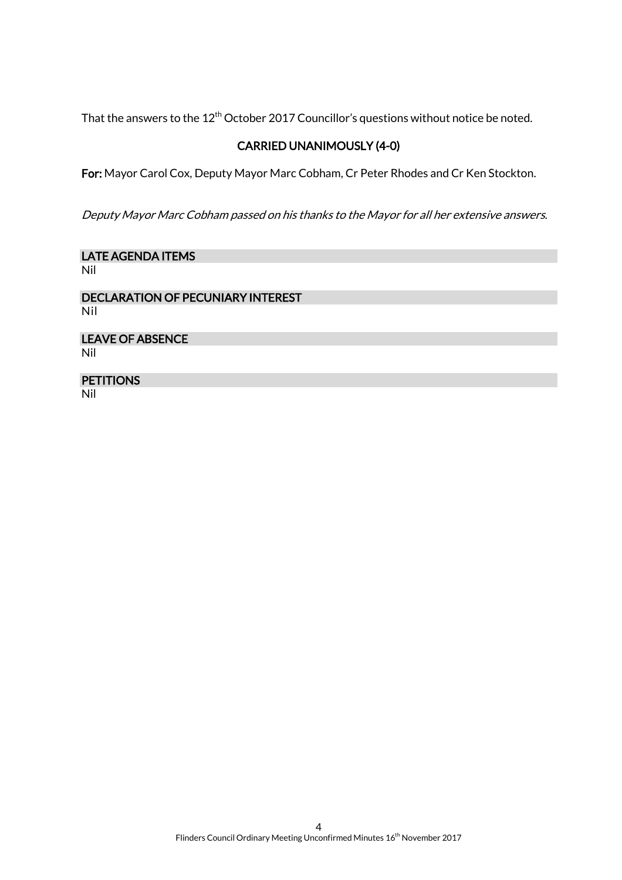That the answers to the 12th October 2017 Councillor's questions without notice be noted.

**CARRIED UNANIMOUSLY (4-0)**

**For:** Mayor Carol Cox, Deputy Mayor Marc Cobham, Cr Peter Rhodes and Cr Ken Stockton.

*Deputy Mayor Marc Cobham passed on his thanks to the Mayor for all her extensive answers.*

## LATE AGENDA ITEMS

Nil

## DECLARATION OF PECUNIARY INTEREST

Nil

## LEAVE OF ABSENCE

Nil

## PETITIONS

Nil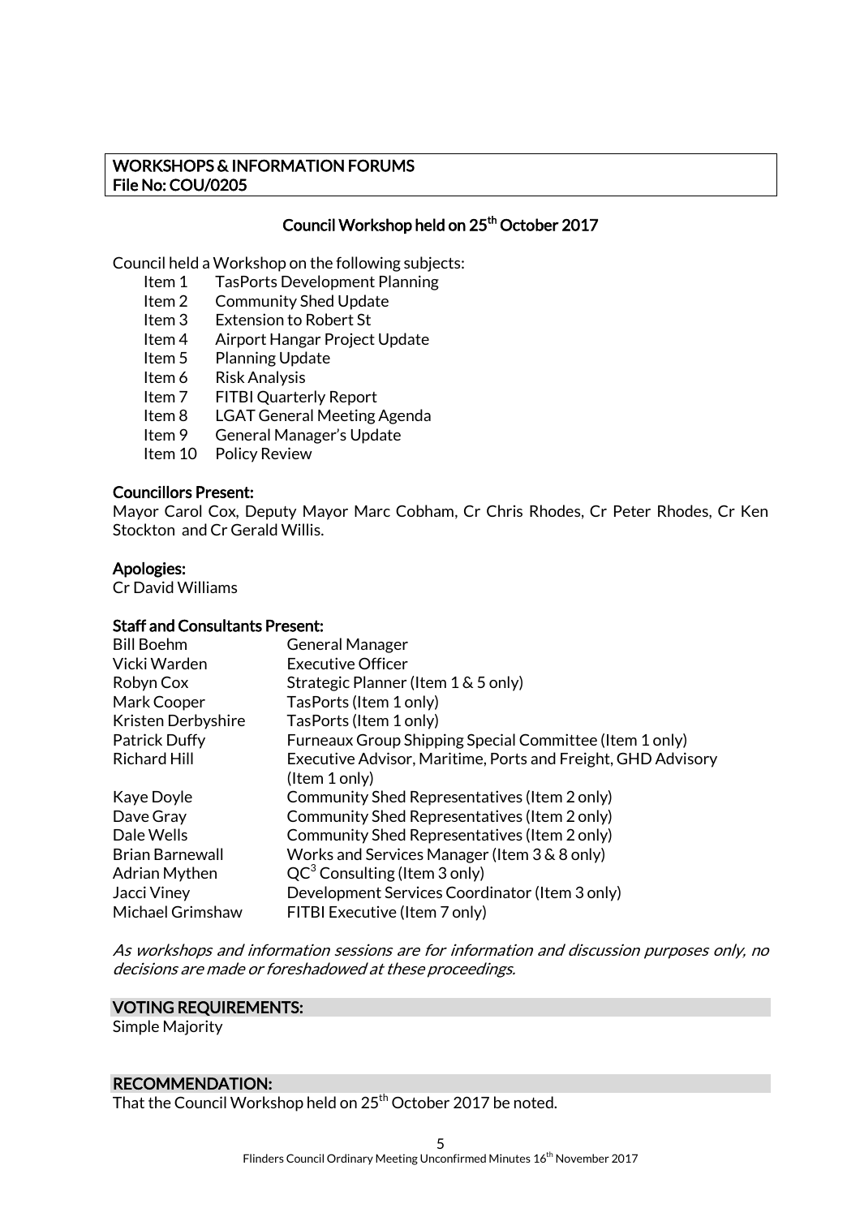**WORKSHOPS & INFORMATION FORUMS**
**File No: COU/0205**

## Council Workshop held on 25th October 2017

Council held a Workshop on the following subjects:

- Item 1 TasPorts Development Planning
- Item 2 Community Shed Update
- Item 3 Extension to Robert St
- Item 4 Airport Hangar Project Update
- Item 5 Planning Update
- Item 6 Risk Analysis
- Item 7 FITBI Quarterly Report
- Item 8 LGAT General Meeting Agenda
- Item 9 General Manager's Update
- Item 10 Policy Review

**Councillors Present:**
Mayor Carol Cox, Deputy Mayor Marc Cobham, Cr Chris Rhodes, Cr Peter Rhodes, Cr Ken Stockton and Cr Gerald Willis.

**Apologies:**
Cr David Williams

**Staff and Consultants Present:**

| | |
|---|---|
| Bill Boehm | General Manager |
| Vicki Warden | Executive Officer |
| Robyn Cox | Strategic Planner (Item 1 & 5 only) |
| Mark Cooper | TasPorts (Item 1 only) |
| Kristen Derbyshire | TasPorts (Item 1 only) |
| Patrick Duffy | Furneaux Group Shipping Special Committee (Item 1 only) |
| Richard Hill | Executive Advisor, Maritime, Ports and Freight, GHD Advisory (Item 1 only) |
| Kaye Doyle | Community Shed Representatives (Item 2 only) |
| Dave Gray | Community Shed Representatives (Item 2 only) |
| Dale Wells | Community Shed Representatives (Item 2 only) |
| Brian Barnewall | Works and Services Manager (Item 3 & 8 only) |
| Adrian Mythen | $QC^3$ Consulting (Item 3 only) |
| Jacci Viney | Development Services Coordinator (Item 3 only) |
| Michael Grimshaw | FITBI Executive (Item 7 only) |

*As workshops and information sessions are for information and discussion purposes only, no decisions are made or foreshadowed at these proceedings.*

**VOTING REQUIREMENTS:**
Simple Majority

**RECOMMENDATION:**
That the Council Workshop held on 25th October 2017 be noted.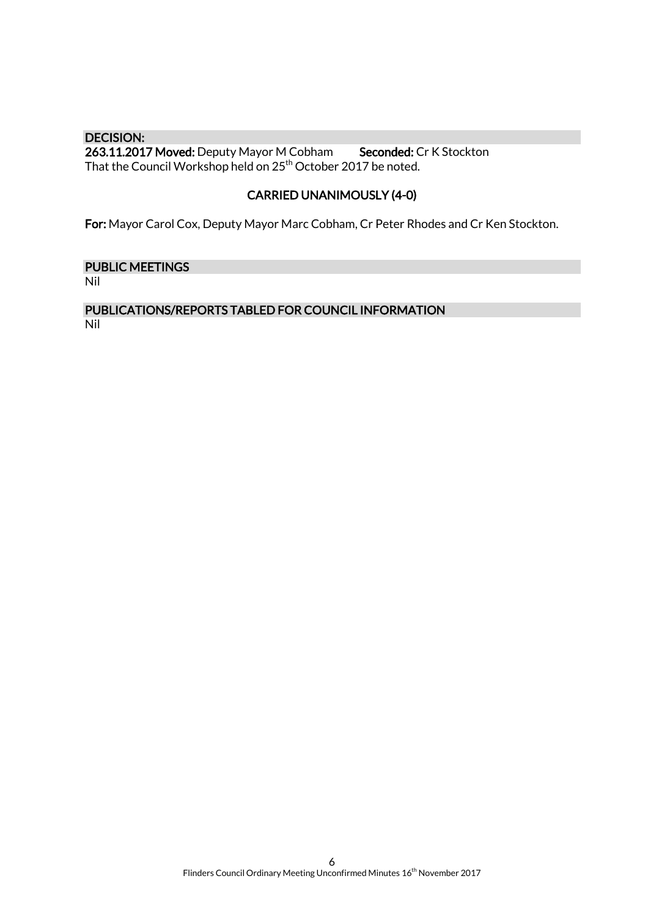## DECISION:

**263.11.2017 Moved:** Deputy Mayor M Cobham **Seconded:** Cr K Stockton
That the Council Workshop held on 25th October 2017 be noted.

**CARRIED UNANIMOUSLY (4-0)**

**For:** Mayor Carol Cox, Deputy Mayor Marc Cobham, Cr Peter Rhodes and Cr Ken Stockton.

## PUBLIC MEETINGS

Nil

## PUBLICATIONS/REPORTS TABLED FOR COUNCIL INFORMATION

Nil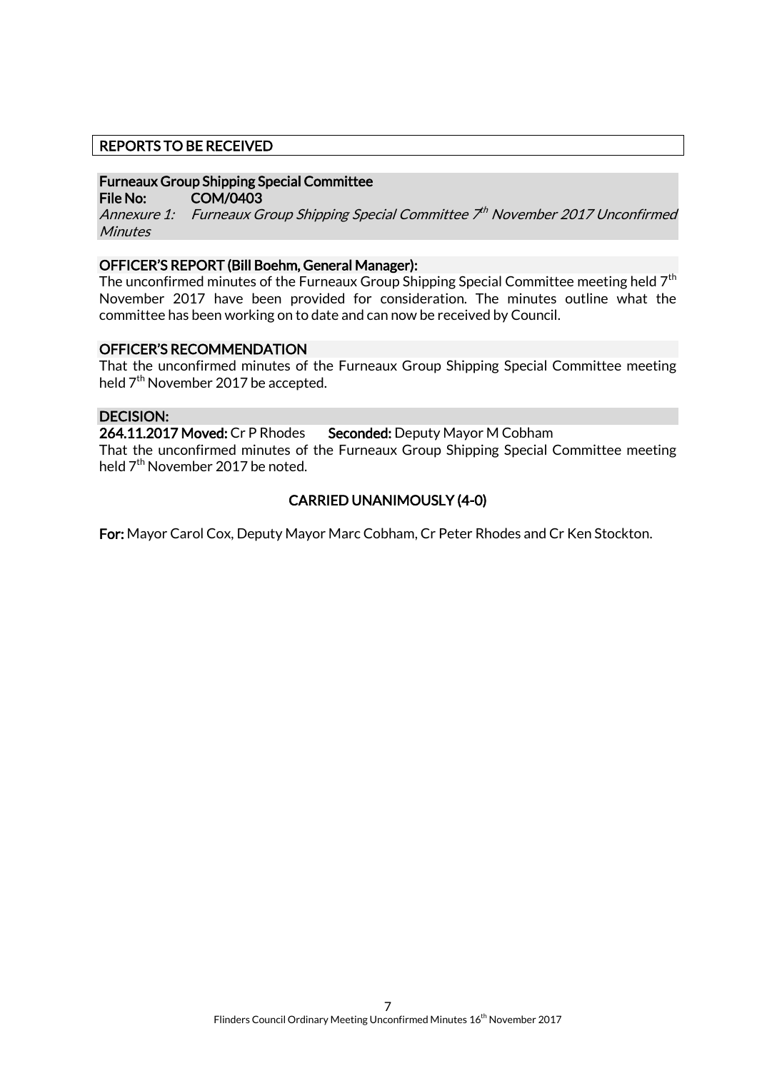## REPORTS TO BE RECEIVED

### Furneaux Group Shipping Special Committee

**File No:** COM/0403

*Annexure 1: Furneaux Group Shipping Special Committee 7th November 2017 Unconfirmed Minutes*

### OFFICER'S REPORT (Bill Boehm, General Manager):

The unconfirmed minutes of the Furneaux Group Shipping Special Committee meeting held 7th November 2017 have been provided for consideration. The minutes outline what the committee has been working on to date and can now be received by Council.

### OFFICER'S RECOMMENDATION

That the unconfirmed minutes of the Furneaux Group Shipping Special Committee meeting held 7th November 2017 be accepted.

### DECISION:

**264.11.2017 Moved:** Cr P Rhodes **Seconded:** Deputy Mayor M Cobham

That the unconfirmed minutes of the Furneaux Group Shipping Special Committee meeting held 7th November 2017 be noted.

**CARRIED UNANIMOUSLY (4-0)**

**For:** Mayor Carol Cox, Deputy Mayor Marc Cobham, Cr Peter Rhodes and Cr Ken Stockton.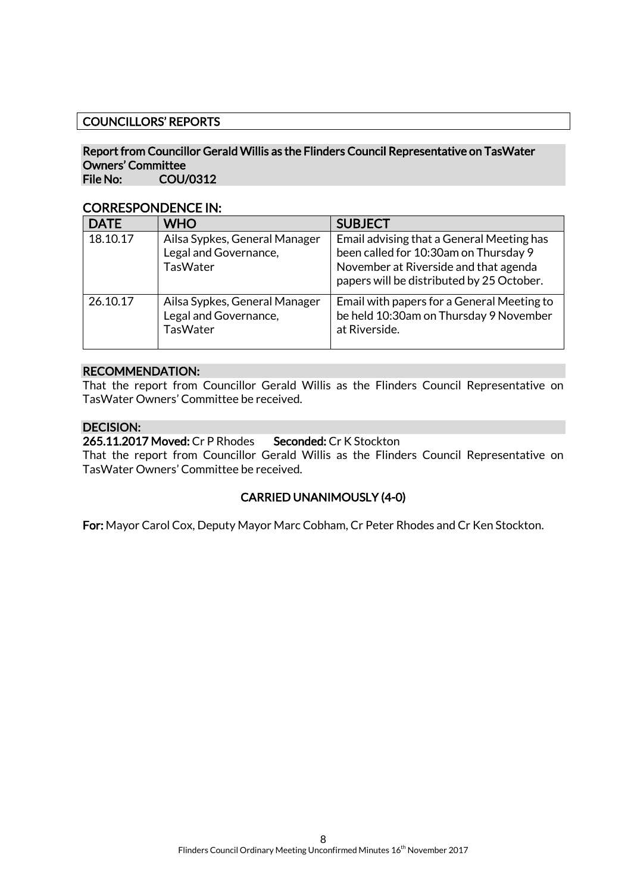## COUNCILLORS' REPORTS

### Report from Councillor Gerald Willis as the Flinders Council Representative on TasWater Owners' Committee
**File No:** COU/0312

### CORRESPONDENCE IN:

| DATE | WHO | SUBJECT |
|---|---|---|
| 18.10.17 | Ailsa Sypkes, General Manager Legal and Governance, TasWater | Email advising that a General Meeting has been called for 10:30am on Thursday 9 November at Riverside and that agenda papers will be distributed by 25 October. |
| 26.10.17 | Ailsa Sypkes, General Manager Legal and Governance, TasWater | Email with papers for a General Meeting to be held 10:30am on Thursday 9 November at Riverside. |

### RECOMMENDATION:

That the report from Councillor Gerald Willis as the Flinders Council Representative on TasWater Owners' Committee be received.

### DECISION:

**265.11.2017 Moved:** Cr P Rhodes **Seconded:** Cr K Stockton

That the report from Councillor Gerald Willis as the Flinders Council Representative on TasWater Owners' Committee be received.

**CARRIED UNANIMOUSLY (4-0)**

**For:** Mayor Carol Cox, Deputy Mayor Marc Cobham, Cr Peter Rhodes and Cr Ken Stockton.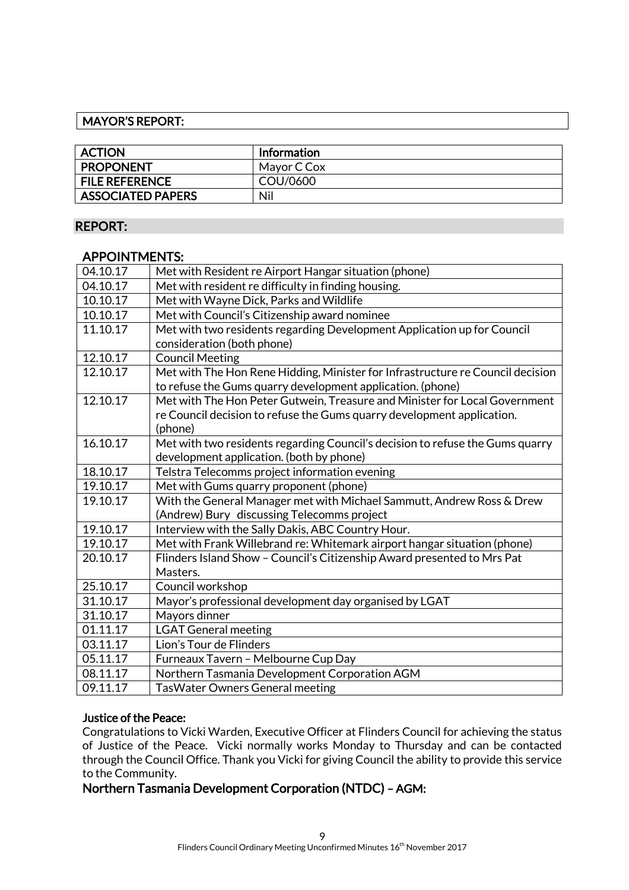## MAYOR'S REPORT:

| ACTION | Information |
|---|---|
| PROPONENT | Mayor C Cox |
| FILE REFERENCE | COU/0600 |
| ASSOCIATED PAPERS | Nil |

## REPORT:

### APPOINTMENTS:

| | |
|---|---|
| 04.10.17 | Met with Resident re Airport Hangar situation (phone) |
| 04.10.17 | Met with resident re difficulty in finding housing. |
| 10.10.17 | Met with Wayne Dick, Parks and Wildlife |
| 10.10.17 | Met with Council's Citizenship award nominee |
| 11.10.17 | Met with two residents regarding Development Application up for Council consideration (both phone) |
| 12.10.17 | Council Meeting |
| 12.10.17 | Met with The Hon Rene Hidding, Minister for Infrastructure re Council decision to refuse the Gums quarry development application. (phone) |
| 12.10.17 | Met with The Hon Peter Gutwein, Treasure and Minister for Local Government re Council decision to refuse the Gums quarry development application. (phone) |
| 16.10.17 | Met with two residents regarding Council's decision to refuse the Gums quarry development application. (both by phone) |
| 18.10.17 | Telstra Telecomms project information evening |
| 19.10.17 | Met with Gums quarry proponent (phone) |
| 19.10.17 | With the General Manager met with Michael Sammutt, Andrew Ross & Drew (Andrew) Bury discussing Telecomms project |
| 19.10.17 | Interview with the Sally Dakis, ABC Country Hour. |
| 19.10.17 | Met with Frank Willebrand re: Whitemark airport hangar situation (phone) |
| 20.10.17 | Flinders Island Show – Council's Citizenship Award presented to Mrs Pat Masters. |
| 25.10.17 | Council workshop |
| 31.10.17 | Mayor's professional development day organised by LGAT |
| 31.10.17 | Mayors dinner |
| 01.11.17 | LGAT General meeting |
| 03.11.17 | Lion's Tour de Flinders |
| 05.11.17 | Furneaux Tavern – Melbourne Cup Day |
| 08.11.17 | Northern Tasmania Development Corporation AGM |
| 09.11.17 | TasWater Owners General meeting |

**Justice of the Peace:**

Congratulations to Vicki Warden, Executive Officer at Flinders Council for achieving the status of Justice of the Peace. Vicki normally works Monday to Thursday and can be contacted through the Council Office. Thank you Vicki for giving Council the ability to provide this service to the Community.

### Northern Tasmania Development Corporation (NTDC) – AGM: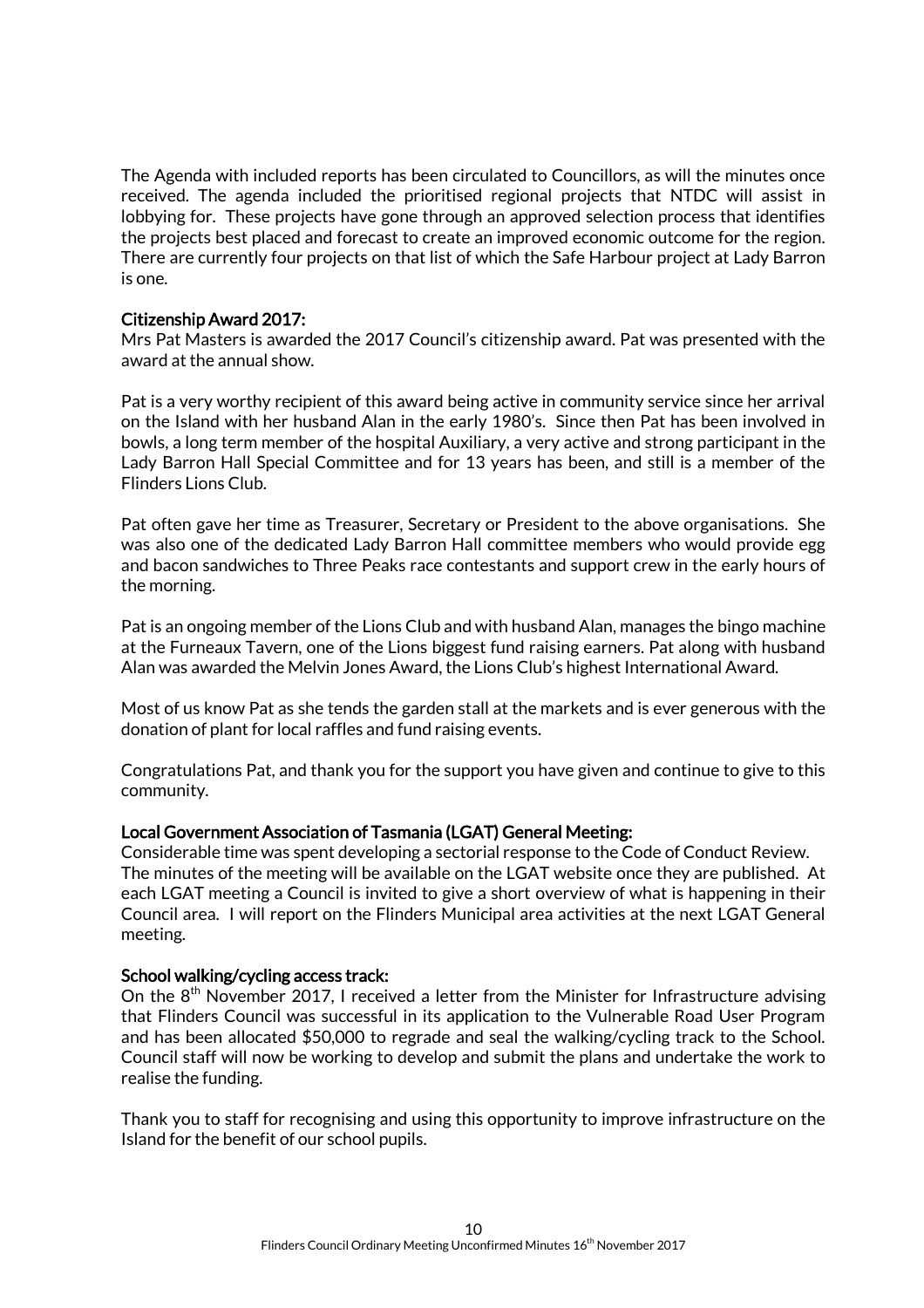The Agenda with included reports has been circulated to Councillors, as will the minutes once received. The agenda included the prioritised regional projects that NTDC will assist in lobbying for. These projects have gone through an approved selection process that identifies the projects best placed and forecast to create an improved economic outcome for the region. There are currently four projects on that list of which the Safe Harbour project at Lady Barron is one.

### Citizenship Award 2017:

Mrs Pat Masters is awarded the 2017 Council's citizenship award. Pat was presented with the award at the annual show.

Pat is a very worthy recipient of this award being active in community service since her arrival on the Island with her husband Alan in the early 1980's. Since then Pat has been involved in bowls, a long term member of the hospital Auxiliary, a very active and strong participant in the Lady Barron Hall Special Committee and for 13 years has been, and still is a member of the Flinders Lions Club.

Pat often gave her time as Treasurer, Secretary or President to the above organisations. She was also one of the dedicated Lady Barron Hall committee members who would provide egg and bacon sandwiches to Three Peaks race contestants and support crew in the early hours of the morning.

Pat is an ongoing member of the Lions Club and with husband Alan, manages the bingo machine at the Furneaux Tavern, one of the Lions biggest fund raising earners. Pat along with husband Alan was awarded the Melvin Jones Award, the Lions Club's highest International Award.

Most of us know Pat as she tends the garden stall at the markets and is ever generous with the donation of plant for local raffles and fund raising events.

Congratulations Pat, and thank you for the support you have given and continue to give to this community.

### Local Government Association of Tasmania (LGAT) General Meeting:

Considerable time was spent developing a sectorial response to the Code of Conduct Review. The minutes of the meeting will be available on the LGAT website once they are published. At each LGAT meeting a Council is invited to give a short overview of what is happening in their Council area. I will report on the Flinders Municipal area activities at the next LGAT General meeting.

### School walking/cycling access track:

On the 8th November 2017, I received a letter from the Minister for Infrastructure advising that Flinders Council was successful in its application to the Vulnerable Road User Program and has been allocated $50,000 to regrade and seal the walking/cycling track to the School. Council staff will now be working to develop and submit the plans and undertake the work to realise the funding.

Thank you to staff for recognising and using this opportunity to improve infrastructure on the Island for the benefit of our school pupils.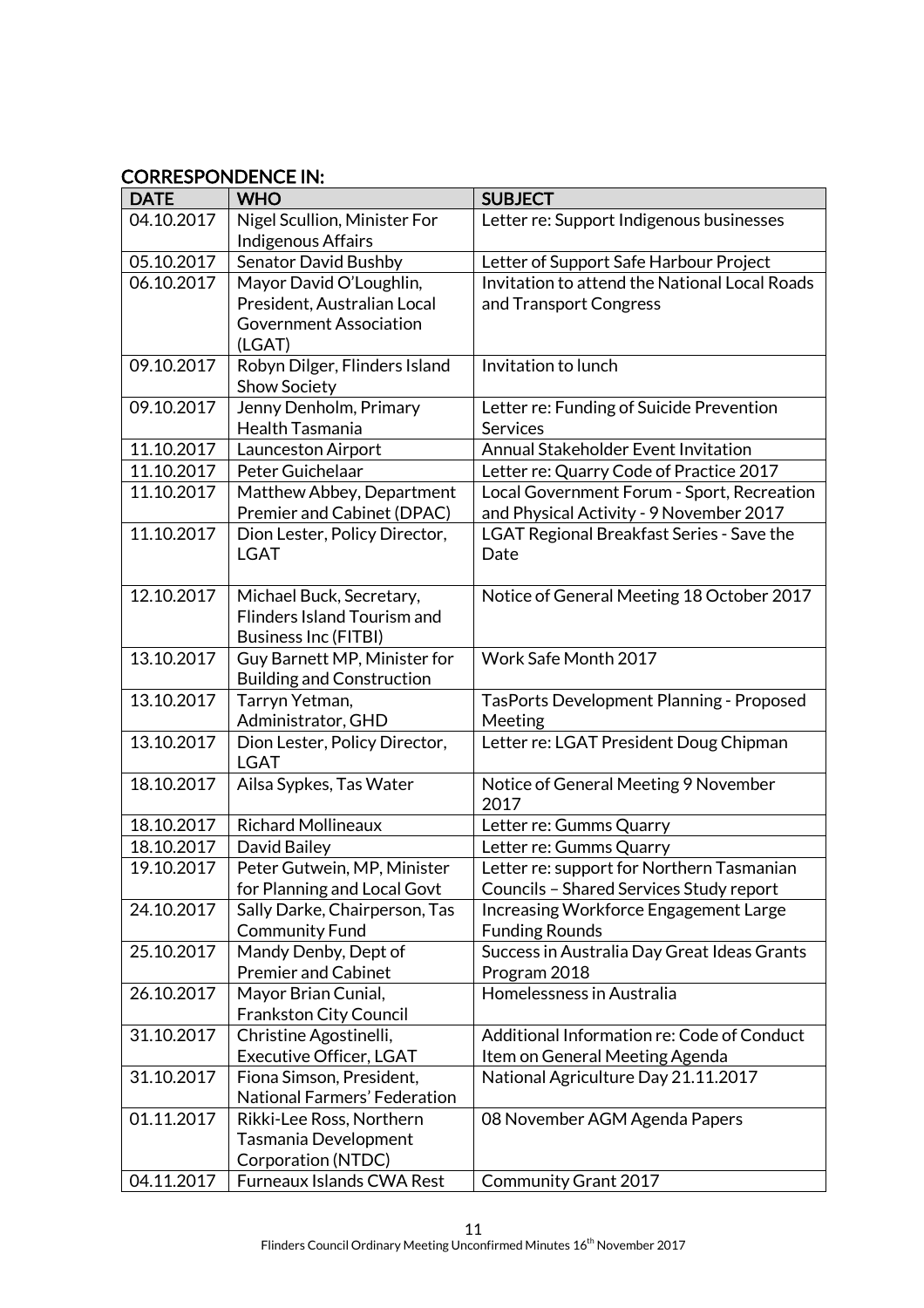## CORRESPONDENCE IN:

| DATE | WHO | SUBJECT |
|---|---|---|
| 04.10.2017 | Nigel Scullion, Minister For Indigenous Affairs | Letter re: Support Indigenous businesses |
| 05.10.2017 | Senator David Bushby | Letter of Support Safe Harbour Project |
| 06.10.2017 | Mayor David O'Loughlin, President, Australian Local Government Association (LGAT) | Invitation to attend the National Local Roads and Transport Congress |
| 09.10.2017 | Robyn Dilger, Flinders Island Show Society | Invitation to lunch |
| 09.10.2017 | Jenny Denholm, Primary Health Tasmania | Letter re: Funding of Suicide Prevention Services |
| 11.10.2017 | Launceston Airport | Annual Stakeholder Event Invitation |
| 11.10.2017 | Peter Guichelaar | Letter re: Quarry Code of Practice 2017 |
| 11.10.2017 | Matthew Abbey, Department Premier and Cabinet (DPAC) | Local Government Forum - Sport, Recreation and Physical Activity - 9 November 2017 |
| 11.10.2017 | Dion Lester, Policy Director, LGAT | LGAT Regional Breakfast Series - Save the Date |
| 12.10.2017 | Michael Buck, Secretary, Flinders Island Tourism and Business Inc (FITBI) | Notice of General Meeting 18 October 2017 |
| 13.10.2017 | Guy Barnett MP, Minister for Building and Construction | Work Safe Month 2017 |
| 13.10.2017 | Tarryn Yetman, Administrator, GHD | TasPorts Development Planning - Proposed Meeting |
| 13.10.2017 | Dion Lester, Policy Director, LGAT | Letter re: LGAT President Doug Chipman |
| 18.10.2017 | Ailsa Sypkes, Tas Water | Notice of General Meeting 9 November 2017 |
| 18.10.2017 | Richard Mollineaux | Letter re: Gumms Quarry |
| 18.10.2017 | David Bailey | Letter re: Gumms Quarry |
| 19.10.2017 | Peter Gutwein, MP, Minister for Planning and Local Govt | Letter re: support for Northern Tasmanian Councils – Shared Services Study report |
| 24.10.2017 | Sally Darke, Chairperson, Tas Community Fund | Increasing Workforce Engagement Large Funding Rounds |
| 25.10.2017 | Mandy Denby, Dept of Premier and Cabinet | Success in Australia Day Great Ideas Grants Program 2018 |
| 26.10.2017 | Mayor Brian Cunial, Frankston City Council | Homelessness in Australia |
| 31.10.2017 | Christine Agostinelli, Executive Officer, LGAT | Additional Information re: Code of Conduct Item on General Meeting Agenda |
| 31.10.2017 | Fiona Simson, President, National Farmers' Federation | National Agriculture Day 21.11.2017 |
| 01.11.2017 | Rikki-Lee Ross, Northern Tasmania Development Corporation (NTDC) | 08 November AGM Agenda Papers |
| 04.11.2017 | Furneaux Islands CWA Rest | Community Grant 2017 |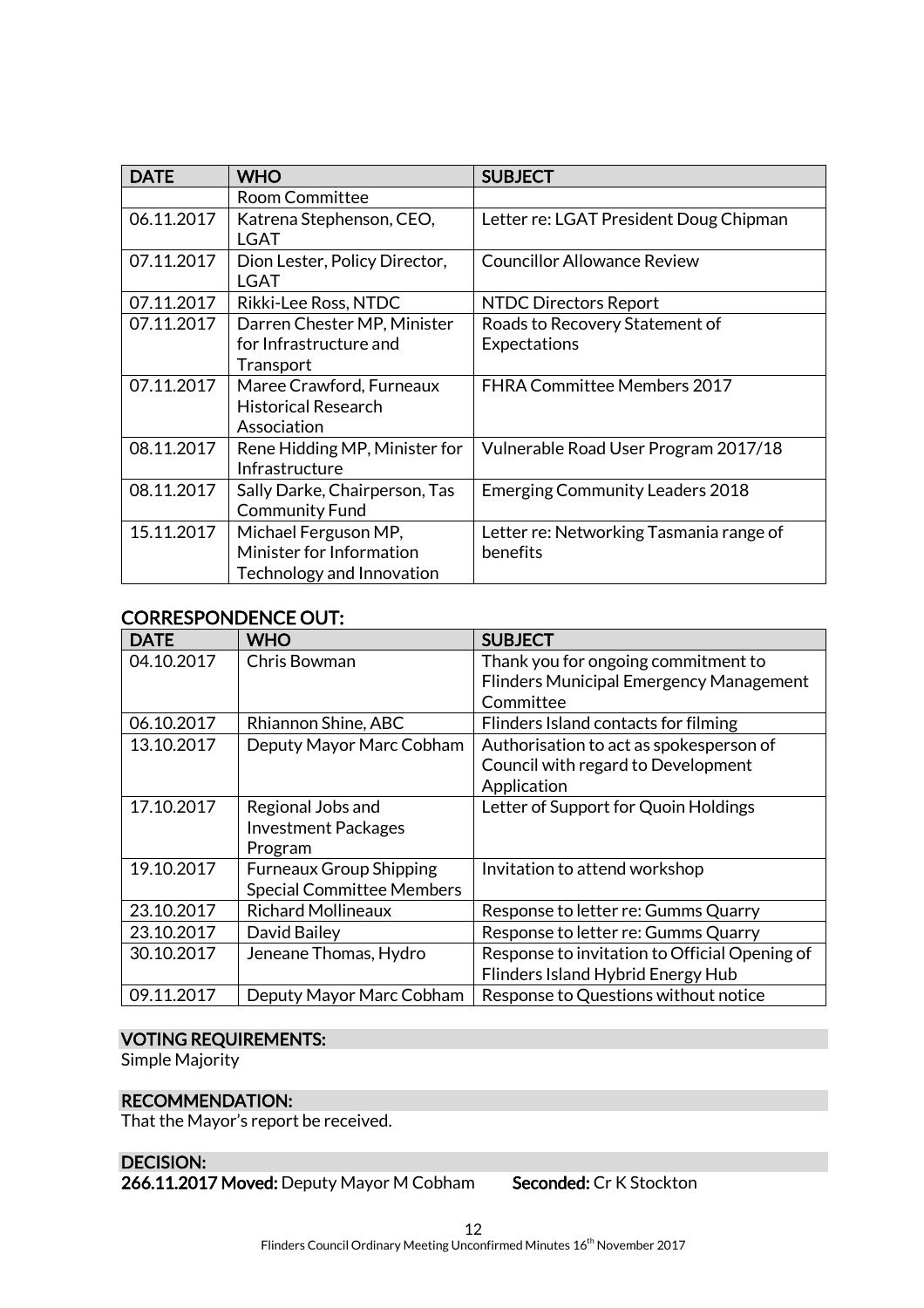| DATE | WHO | SUBJECT |
|---|---|---|
| | Room Committee | |
| 06.11.2017 | Katrena Stephenson, CEO, LGAT | Letter re: LGAT President Doug Chipman |
| 07.11.2017 | Dion Lester, Policy Director, LGAT | Councillor Allowance Review |
| 07.11.2017 | Rikki-Lee Ross, NTDC | NTDC Directors Report |
| 07.11.2017 | Darren Chester MP, Minister for Infrastructure and Transport | Roads to Recovery Statement of Expectations |
| 07.11.2017 | Maree Crawford, Furneaux Historical Research Association | FHRA Committee Members 2017 |
| 08.11.2017 | Rene Hidding MP, Minister for Infrastructure | Vulnerable Road User Program 2017/18 |
| 08.11.2017 | Sally Darke, Chairperson, Tas Community Fund | Emerging Community Leaders 2018 |
| 15.11.2017 | Michael Ferguson MP, Minister for Information Technology and Innovation | Letter re: Networking Tasmania range of benefits |

## CORRESPONDENCE OUT:

| DATE | WHO | SUBJECT |
|---|---|---|
| 04.10.2017 | Chris Bowman | Thank you for ongoing commitment to Flinders Municipal Emergency Management Committee |
| 06.10.2017 | Rhiannon Shine, ABC | Flinders Island contacts for filming |
| 13.10.2017 | Deputy Mayor Marc Cobham | Authorisation to act as spokesperson of Council with regard to Development Application |
| 17.10.2017 | Regional Jobs and Investment Packages Program | Letter of Support for Quoin Holdings |
| 19.10.2017 | Furneaux Group Shipping Special Committee Members | Invitation to attend workshop |
| 23.10.2017 | Richard Mollineaux | Response to letter re: Gumms Quarry |
| 23.10.2017 | David Bailey | Response to letter re: Gumms Quarry |
| 30.10.2017 | Jeneane Thomas, Hydro | Response to invitation to Official Opening of Flinders Island Hybrid Energy Hub |
| 09.11.2017 | Deputy Mayor Marc Cobham | Response to Questions without notice |

## VOTING REQUIREMENTS:

Simple Majority

## RECOMMENDATION:

That the Mayor's report be received.

## DECISION:

**266.11.2017 Moved:** Deputy Mayor M Cobham **Seconded:** Cr K Stockton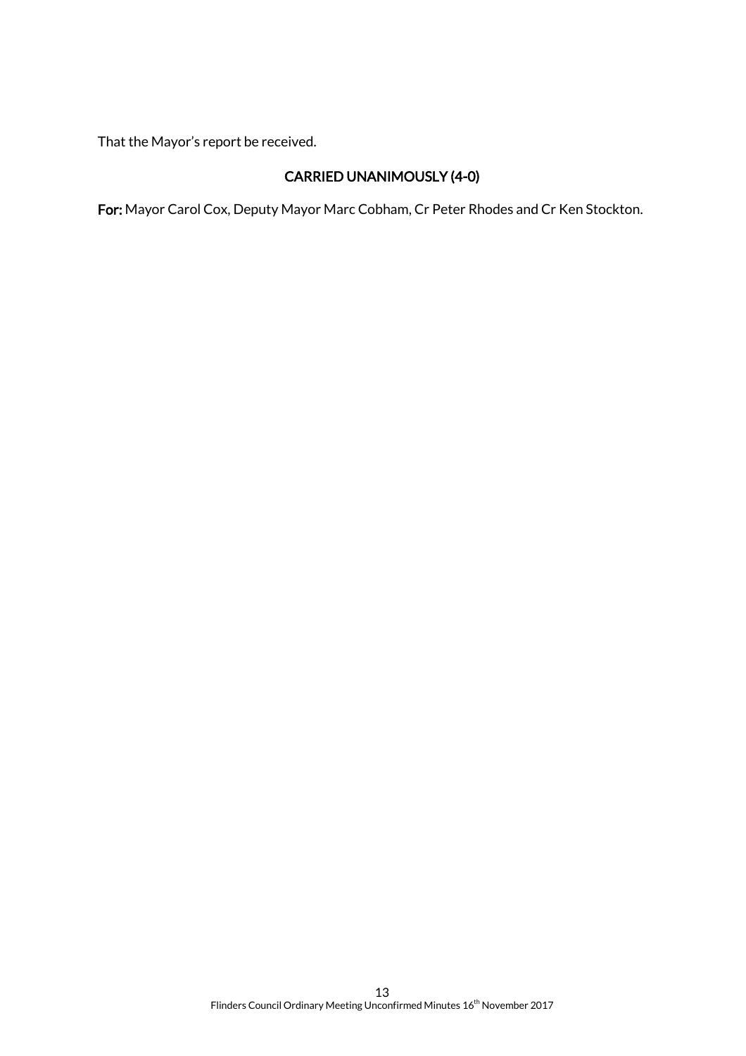That the Mayor's report be received.

**CARRIED UNANIMOUSLY (4-0)**

**For:** Mayor Carol Cox, Deputy Mayor Marc Cobham, Cr Peter Rhodes and Cr Ken Stockton.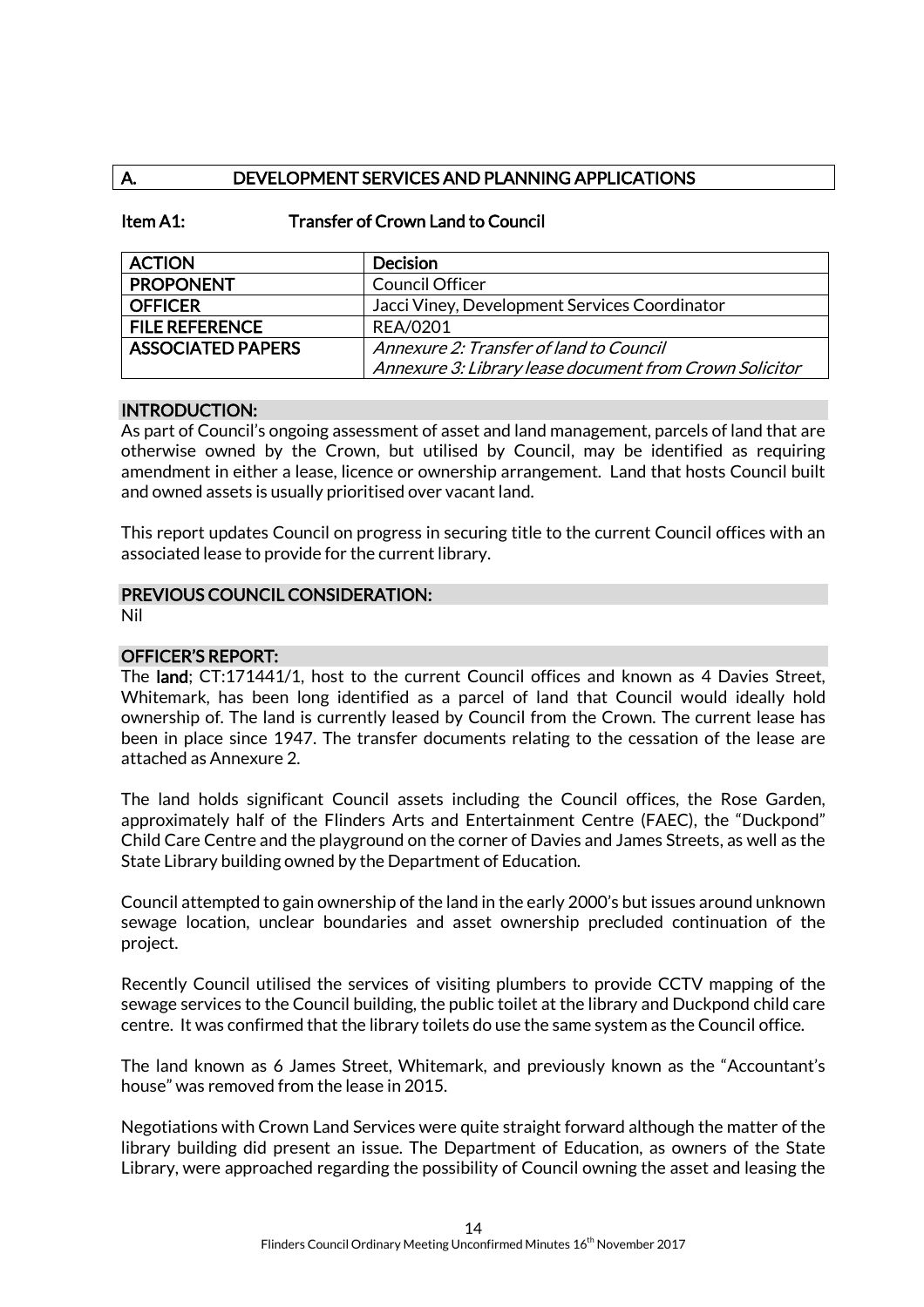## A. DEVELOPMENT SERVICES AND PLANNING APPLICATIONS

### Item A1: Transfer of Crown Land to Council

| ACTION | Decision |
|---|---|
| PROPONENT | Council Officer |
| OFFICER | Jacci Viney, Development Services Coordinator |
| FILE REFERENCE | REA/0201 |
| ASSOCIATED PAPERS | *Annexure 2: Transfer of land to Council*<br>*Annexure 3: Library lease document from Crown Solicitor* |

#### INTRODUCTION:

As part of Council's ongoing assessment of asset and land management, parcels of land that are otherwise owned by the Crown, but utilised by Council, may be identified as requiring amendment in either a lease, licence or ownership arrangement. Land that hosts Council built and owned assets is usually prioritised over vacant land.

This report updates Council on progress in securing title to the current Council offices with an associated lease to provide for the current library.

#### PREVIOUS COUNCIL CONSIDERATION:

Nil

#### OFFICER'S REPORT:

The **land**; CT:171441/1, host to the current Council offices and known as 4 Davies Street, Whitemark, has been long identified as a parcel of land that Council would ideally hold ownership of. The land is currently leased by Council from the Crown. The current lease has been in place since 1947. The transfer documents relating to the cessation of the lease are attached as Annexure 2.

The land holds significant Council assets including the Council offices, the Rose Garden, approximately half of the Flinders Arts and Entertainment Centre (FAEC), the "Duckpond" Child Care Centre and the playground on the corner of Davies and James Streets, as well as the State Library building owned by the Department of Education.

Council attempted to gain ownership of the land in the early 2000's but issues around unknown sewage location, unclear boundaries and asset ownership precluded continuation of the project.

Recently Council utilised the services of visiting plumbers to provide CCTV mapping of the sewage services to the Council building, the public toilet at the library and Duckpond child care centre. It was confirmed that the library toilets do use the same system as the Council office.

The land known as 6 James Street, Whitemark, and previously known as the "Accountant's house" was removed from the lease in 2015.

Negotiations with Crown Land Services were quite straight forward although the matter of the library building did present an issue. The Department of Education, as owners of the State Library, were approached regarding the possibility of Council owning the asset and leasing the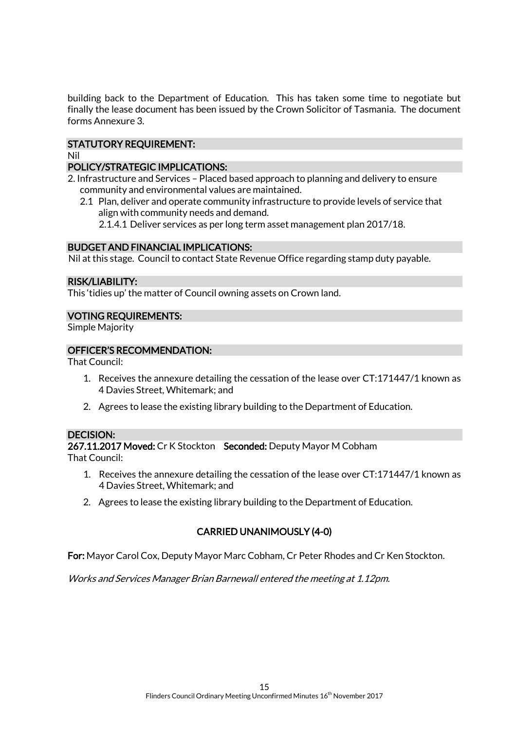building back to the Department of Education. This has taken some time to negotiate but finally the lease document has been issued by the Crown Solicitor of Tasmania. The document forms Annexure 3.

### STATUTORY REQUIREMENT:

Nil

### POLICY/STRATEGIC IMPLICATIONS:

2. Infrastructure and Services – Placed based approach to planning and delivery to ensure community and environmental values are maintained.
   - 2.1 Plan, deliver and operate community infrastructure to provide levels of service that align with community needs and demand.
     - 2.1.4.1 Deliver services as per long term asset management plan 2017/18.

### BUDGET AND FINANCIAL IMPLICATIONS:

Nil at this stage. Council to contact State Revenue Office regarding stamp duty payable.

### RISK/LIABILITY:

This 'tidies up' the matter of Council owning assets on Crown land.

### VOTING REQUIREMENTS:

Simple Majority

### OFFICER'S RECOMMENDATION:

That Council:

1. Receives the annexure detailing the cessation of the lease over CT:171447/1 known as 4 Davies Street, Whitemark; and
2. Agrees to lease the existing library building to the Department of Education.

### DECISION:

**267.11.2017 Moved:** Cr K Stockton **Seconded:** Deputy Mayor M Cobham

That Council:

1. Receives the annexure detailing the cessation of the lease over CT:171447/1 known as 4 Davies Street, Whitemark; and
2. Agrees to lease the existing library building to the Department of Education.

**CARRIED UNANIMOUSLY (4-0)**

**For:** Mayor Carol Cox, Deputy Mayor Marc Cobham, Cr Peter Rhodes and Cr Ken Stockton.

*Works and Services Manager Brian Barnewall entered the meeting at 1.12pm.*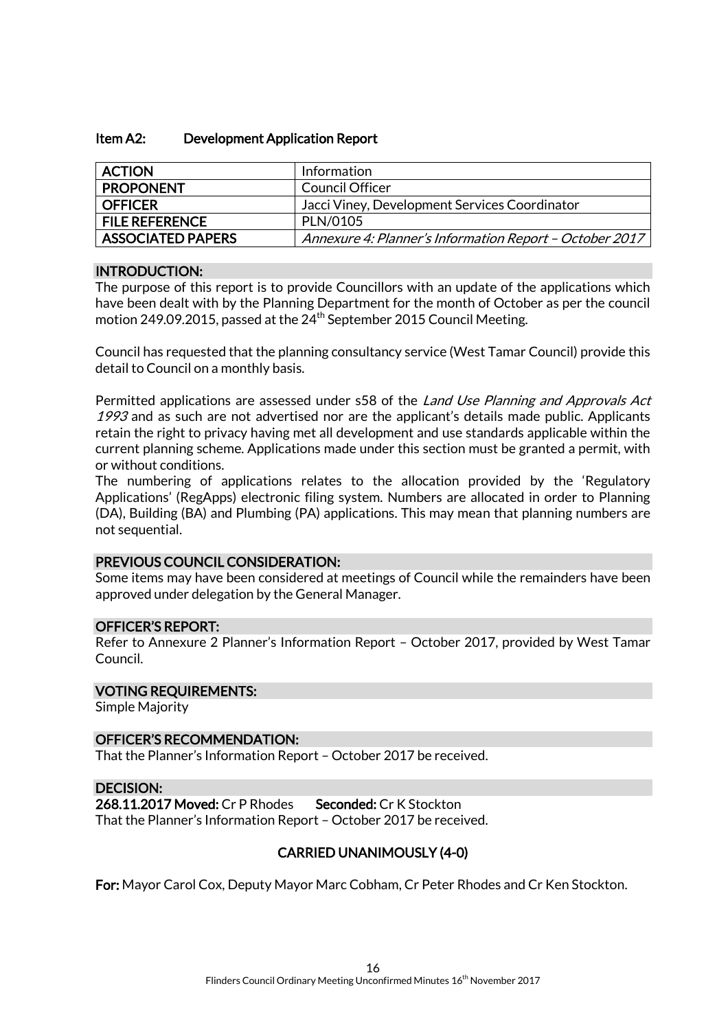### Item A2: Development Application Report

| ACTION | Information |
|---|---|
| PROPONENT | Council Officer |
| OFFICER | Jacci Viney, Development Services Coordinator |
| FILE REFERENCE | PLN/0105 |
| ASSOCIATED PAPERS | *Annexure 4: Planner's Information Report – October 2017* |

#### INTRODUCTION:

The purpose of this report is to provide Councillors with an update of the applications which have been dealt with by the Planning Department for the month of October as per the council motion 249.09.2015, passed at the 24th September 2015 Council Meeting.

Council has requested that the planning consultancy service (West Tamar Council) provide this detail to Council on a monthly basis.

Permitted applications are assessed under s58 of the *Land Use Planning and Approvals Act 1993* and as such are not advertised nor are the applicant's details made public. Applicants retain the right to privacy having met all development and use standards applicable within the current planning scheme. Applications made under this section must be granted a permit, with or without conditions.

The numbering of applications relates to the allocation provided by the 'Regulatory Applications' (RegApps) electronic filing system. Numbers are allocated in order to Planning (DA), Building (BA) and Plumbing (PA) applications. This may mean that planning numbers are not sequential.

#### PREVIOUS COUNCIL CONSIDERATION:

Some items may have been considered at meetings of Council while the remainders have been approved under delegation by the General Manager.

#### OFFICER'S REPORT:

Refer to Annexure 2 Planner's Information Report – October 2017, provided by West Tamar Council.

#### VOTING REQUIREMENTS:

Simple Majority

#### OFFICER'S RECOMMENDATION:

That the Planner's Information Report – October 2017 be received.

#### DECISION:

**268.11.2017 Moved:** Cr P Rhodes **Seconded:** Cr K Stockton

That the Planner's Information Report – October 2017 be received.

**CARRIED UNANIMOUSLY (4-0)**

**For:** Mayor Carol Cox, Deputy Mayor Marc Cobham, Cr Peter Rhodes and Cr Ken Stockton.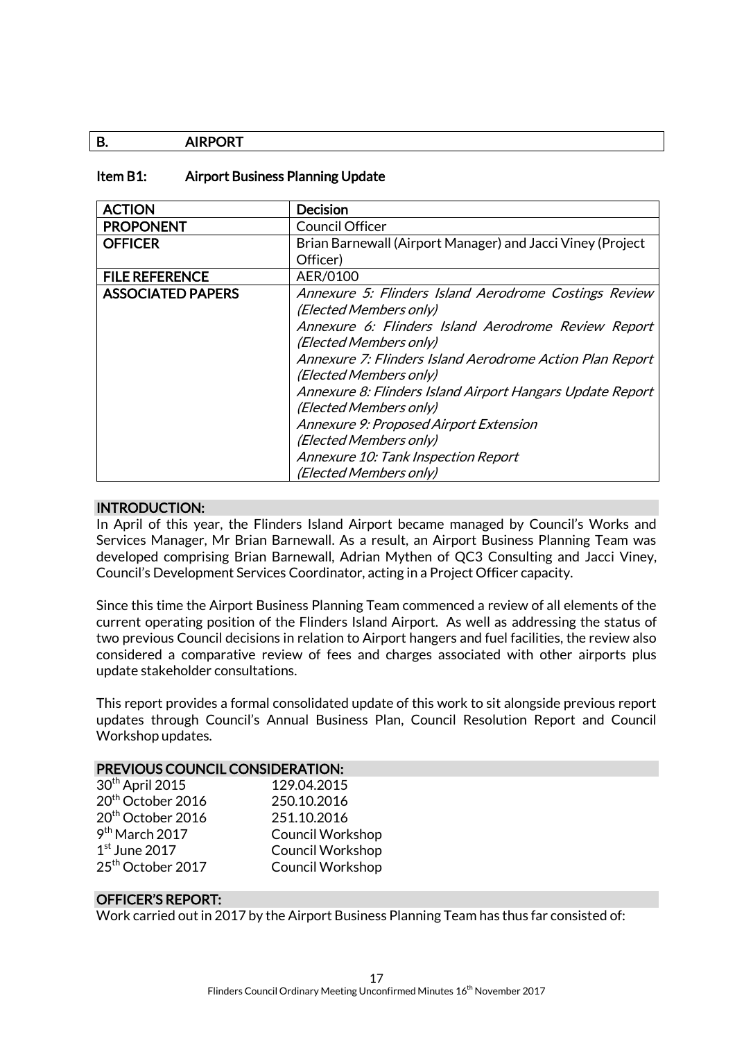## B. AIRPORT

### Item B1: Airport Business Planning Update

| ACTION | Decision |
|---|---|
| PROPONENT | Council Officer |
| OFFICER | Brian Barnewall (Airport Manager) and Jacci Viney (Project Officer) |
| FILE REFERENCE | AER/0100 |
| ASSOCIATED PAPERS | *Annexure 5: Flinders Island Aerodrome Costings Review (Elected Members only)*<br>*Annexure 6: Flinders Island Aerodrome Review Report (Elected Members only)*<br>*Annexure 7: FIinders Island Aerodrome Action Plan Report (Elected Members only)*<br>*Annexure 8: Flinders Island Airport Hangars Update Report (Elected Members only)*<br>*Annexure 9: Proposed Airport Extension (Elected Members only)*<br>*Annexure 10: Tank Inspection Report (Elected Members only)* |

**INTRODUCTION:**

In April of this year, the Flinders Island Airport became managed by Council's Works and Services Manager, Mr Brian Barnewall. As a result, an Airport Business Planning Team was developed comprising Brian Barnewall, Adrian Mythen of QC3 Consulting and Jacci Viney, Council's Development Services Coordinator, acting in a Project Officer capacity.

Since this time the Airport Business Planning Team commenced a review of all elements of the current operating position of the Flinders Island Airport. As well as addressing the status of two previous Council decisions in relation to Airport hangers and fuel facilities, the review also considered a comparative review of fees and charges associated with other airports plus update stakeholder consultations.

This report provides a formal consolidated update of this work to sit alongside previous report updates through Council's Annual Business Plan, Council Resolution Report and Council Workshop updates.

**PREVIOUS COUNCIL CONSIDERATION:**

| | |
|---|---|
| 30th April 2015 | 129.04.2015 |
| 20th October 2016 | 250.10.2016 |
| 20th October 2016 | 251.10.2016 |
| 9th March 2017 | Council Workshop |
| 1st June 2017 | Council Workshop |
| 25th October 2017 | Council Workshop |

**OFFICER'S REPORT:**

Work carried out in 2017 by the Airport Business Planning Team has thus far consisted of: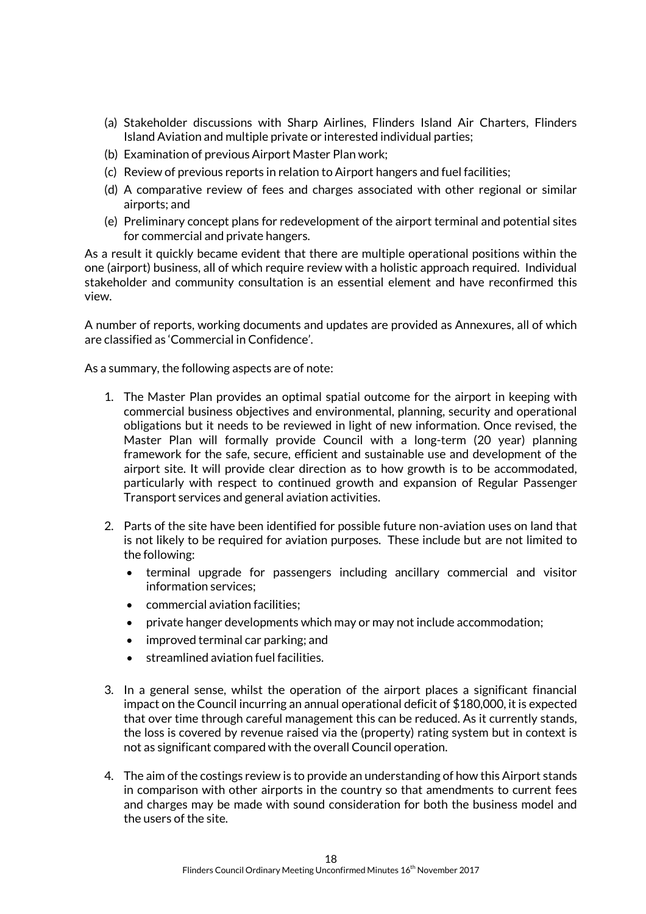(a) Stakeholder discussions with Sharp Airlines, Flinders Island Air Charters, Flinders Island Aviation and multiple private or interested individual parties;
(b) Examination of previous Airport Master Plan work;
(c) Review of previous reports in relation to Airport hangers and fuel facilities;
(d) A comparative review of fees and charges associated with other regional or similar airports; and
(e) Preliminary concept plans for redevelopment of the airport terminal and potential sites for commercial and private hangers.

As a result it quickly became evident that there are multiple operational positions within the one (airport) business, all of which require review with a holistic approach required. Individual stakeholder and community consultation is an essential element and have reconfirmed this view.

A number of reports, working documents and updates are provided as Annexures, all of which are classified as 'Commercial in Confidence'.

As a summary, the following aspects are of note:

1. The Master Plan provides an optimal spatial outcome for the airport in keeping with commercial business objectives and environmental, planning, security and operational obligations but it needs to be reviewed in light of new information. Once revised, the Master Plan will formally provide Council with a long-term (20 year) planning framework for the safe, secure, efficient and sustainable use and development of the airport site. It will provide clear direction as to how growth is to be accommodated, particularly with respect to continued growth and expansion of Regular Passenger Transport services and general aviation activities.

2. Parts of the site have been identified for possible future non-aviation uses on land that is not likely to be required for aviation purposes. These include but are not limited to the following:
   - terminal upgrade for passengers including ancillary commercial and visitor information services;
   - commercial aviation facilities;
   - private hanger developments which may or may not include accommodation;
   - improved terminal car parking; and
   - streamlined aviation fuel facilities.

3. In a general sense, whilst the operation of the airport places a significant financial impact on the Council incurring an annual operational deficit of $180,000, it is expected that over time through careful management this can be reduced. As it currently stands, the loss is covered by revenue raised via the (property) rating system but in context is not as significant compared with the overall Council operation.

4. The aim of the costings review is to provide an understanding of how this Airport stands in comparison with other airports in the country so that amendments to current fees and charges may be made with sound consideration for both the business model and the users of the site.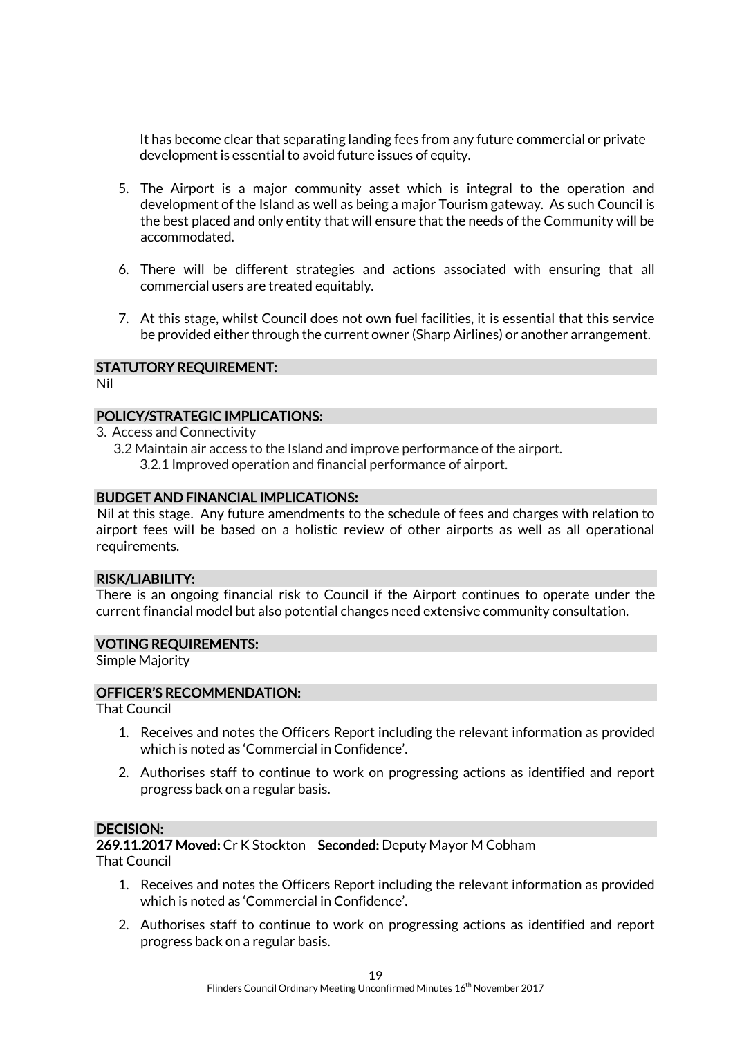It has become clear that separating landing fees from any future commercial or private development is essential to avoid future issues of equity.

5. The Airport is a major community asset which is integral to the operation and development of the Island as well as being a major Tourism gateway. As such Council is the best placed and only entity that will ensure that the needs of the Community will be accommodated.

6. There will be different strategies and actions associated with ensuring that all commercial users are treated equitably.

7. At this stage, whilst Council does not own fuel facilities, it is essential that this service be provided either through the current owner (Sharp Airlines) or another arrangement.

### STATUTORY REQUIREMENT:

Nil

### POLICY/STRATEGIC IMPLICATIONS:

3. Access and Connectivity
   - 3.2 Maintain air access to the Island and improve performance of the airport.
     - 3.2.1 Improved operation and financial performance of airport.

### BUDGET AND FINANCIAL IMPLICATIONS:

Nil at this stage. Any future amendments to the schedule of fees and charges with relation to airport fees will be based on a holistic review of other airports as well as all operational requirements.

### RISK/LIABILITY:

There is an ongoing financial risk to Council if the Airport continues to operate under the current financial model but also potential changes need extensive community consultation.

### VOTING REQUIREMENTS:

Simple Majority

### OFFICER'S RECOMMENDATION:

That Council

1. Receives and notes the Officers Report including the relevant information as provided which is noted as 'Commercial in Confidence'.
2. Authorises staff to continue to work on progressing actions as identified and report progress back on a regular basis.

### DECISION:

**269.11.2017 Moved:** Cr K Stockton **Seconded:** Deputy Mayor M Cobham

That Council

1. Receives and notes the Officers Report including the relevant information as provided which is noted as 'Commercial in Confidence'.
2. Authorises staff to continue to work on progressing actions as identified and report progress back on a regular basis.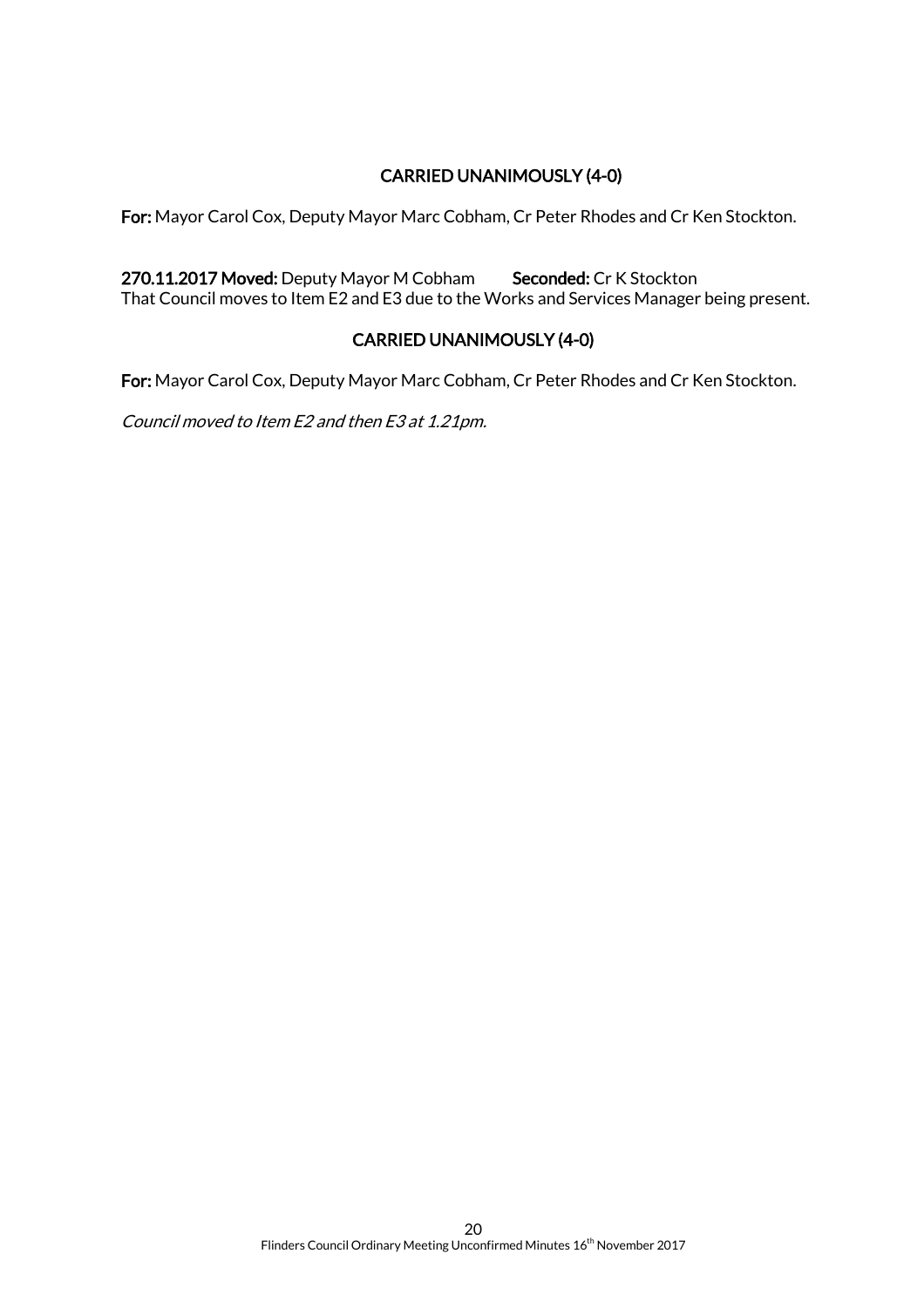**CARRIED UNANIMOUSLY (4-0)**

**For:** Mayor Carol Cox, Deputy Mayor Marc Cobham, Cr Peter Rhodes and Cr Ken Stockton.

**270.11.2017 Moved:** Deputy Mayor M Cobham **Seconded:** Cr K Stockton
That Council moves to Item E2 and E3 due to the Works and Services Manager being present.

**CARRIED UNANIMOUSLY (4-0)**

**For:** Mayor Carol Cox, Deputy Mayor Marc Cobham, Cr Peter Rhodes and Cr Ken Stockton.

*Council moved to Item E2 and then E3 at 1.21pm.*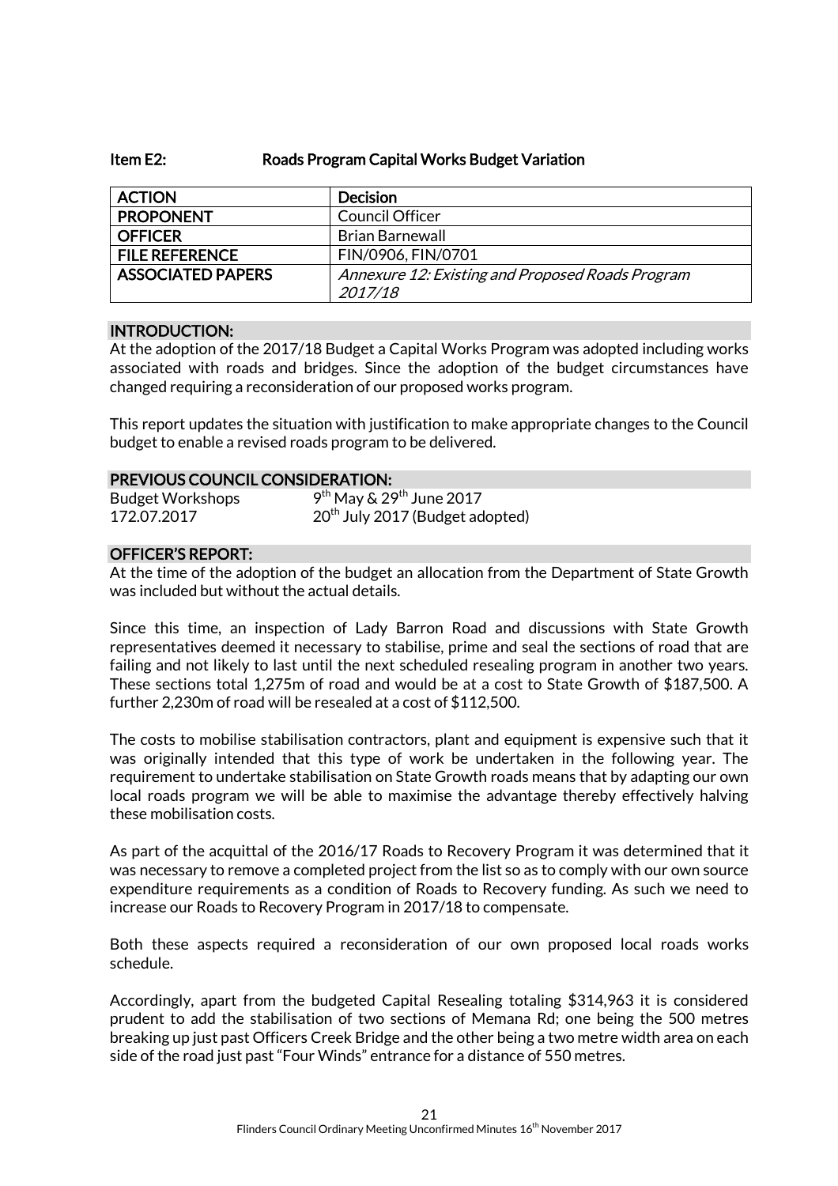### Item E2: Roads Program Capital Works Budget Variation

| ACTION | Decision |
|---|---|
| PROPONENT | Council Officer |
| OFFICER | Brian Barnewall |
| FILE REFERENCE | FIN/0906, FIN/0701 |
| ASSOCIATED PAPERS | *Annexure 12: Existing and Proposed Roads Program 2017/18* |

#### INTRODUCTION:

At the adoption of the 2017/18 Budget a Capital Works Program was adopted including works associated with roads and bridges. Since the adoption of the budget circumstances have changed requiring a reconsideration of our proposed works program.

This report updates the situation with justification to make appropriate changes to the Council budget to enable a revised roads program to be delivered.

#### PREVIOUS COUNCIL CONSIDERATION:

Budget Workshops 9th May & 29th June 2017
172.07.2017 20th July 2017 (Budget adopted)

#### OFFICER'S REPORT:

At the time of the adoption of the budget an allocation from the Department of State Growth was included but without the actual details.

Since this time, an inspection of Lady Barron Road and discussions with State Growth representatives deemed it necessary to stabilise, prime and seal the sections of road that are failing and not likely to last until the next scheduled resealing program in another two years. These sections total 1,275m of road and would be at a cost to State Growth of $187,500. A further 2,230m of road will be resealed at a cost of $112,500.

The costs to mobilise stabilisation contractors, plant and equipment is expensive such that it was originally intended that this type of work be undertaken in the following year. The requirement to undertake stabilisation on State Growth roads means that by adapting our own local roads program we will be able to maximise the advantage thereby effectively halving these mobilisation costs.

As part of the acquittal of the 2016/17 Roads to Recovery Program it was determined that it was necessary to remove a completed project from the list so as to comply with our own source expenditure requirements as a condition of Roads to Recovery funding. As such we need to increase our Roads to Recovery Program in 2017/18 to compensate.

Both these aspects required a reconsideration of our own proposed local roads works schedule.

Accordingly, apart from the budgeted Capital Resealing totaling $314,963 it is considered prudent to add the stabilisation of two sections of Memana Rd; one being the 500 metres breaking up just past Officers Creek Bridge and the other being a two metre width area on each side of the road just past "Four Winds" entrance for a distance of 550 metres.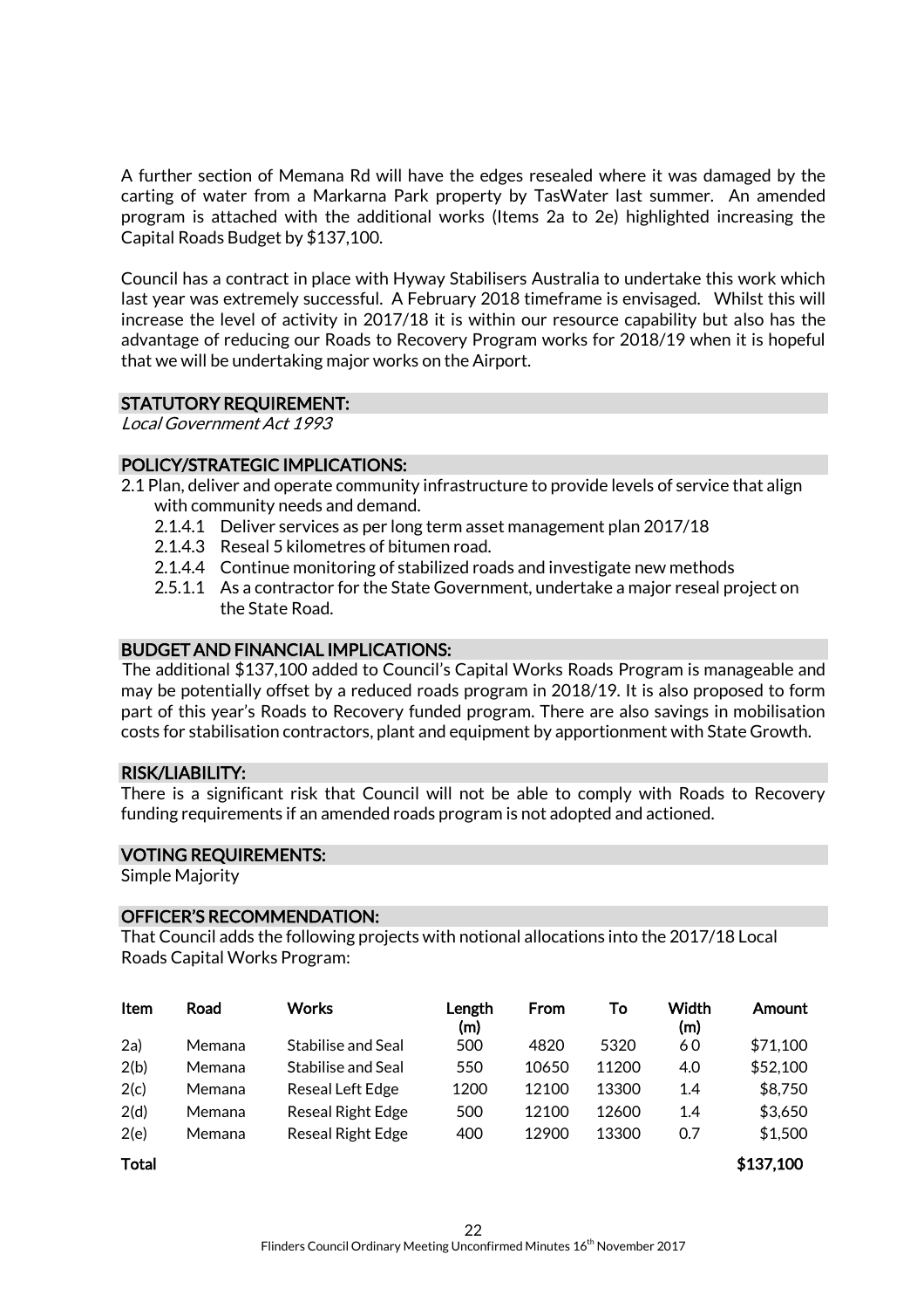A further section of Memana Rd will have the edges resealed where it was damaged by the carting of water from a Markarna Park property by TasWater last summer. An amended program is attached with the additional works (Items 2a to 2e) highlighted increasing the Capital Roads Budget by $137,100.

Council has a contract in place with Hyway Stabilisers Australia to undertake this work which last year was extremely successful. A February 2018 timeframe is envisaged. Whilst this will increase the level of activity in 2017/18 it is within our resource capability but also has the advantage of reducing our Roads to Recovery Program works for 2018/19 when it is hopeful that we will be undertaking major works on the Airport.

## STATUTORY REQUIREMENT:

*Local Government Act 1993*

## POLICY/STRATEGIC IMPLICATIONS:

2.1 Plan, deliver and operate community infrastructure to provide levels of service that align with community needs and demand.

- 2.1.4.1 Deliver services as per long term asset management plan 2017/18
- 2.1.4.3 Reseal 5 kilometres of bitumen road.
- 2.1.4.4 Continue monitoring of stabilized roads and investigate new methods
- 2.5.1.1 As a contractor for the State Government, undertake a major reseal project on the State Road.

## BUDGET AND FINANCIAL IMPLICATIONS:

The additional $137,100 added to Council's Capital Works Roads Program is manageable and may be potentially offset by a reduced roads program in 2018/19. It is also proposed to form part of this year's Roads to Recovery funded program. There are also savings in mobilisation costs for stabilisation contractors, plant and equipment by apportionment with State Growth.

## RISK/LIABILITY:

There is a significant risk that Council will not be able to comply with Roads to Recovery funding requirements if an amended roads program is not adopted and actioned.

## VOTING REQUIREMENTS:

Simple Majority

## OFFICER'S RECOMMENDATION:

That Council adds the following projects with notional allocations into the 2017/18 Local Roads Capital Works Program:

| Item | Road | Works | Length (m) | From | To | Width (m) | Amount |
|---|---|---|---|---|---|---|---|
| 2a) | Memana | Stabilise and Seal | 500 | 4820 | 5320 | 6 0 | $71,100 |
| 2(b) | Memana | Stabilise and Seal | 550 | 10650 | 11200 | 4.0 | $52,100 |
| 2(c) | Memana | Reseal Left Edge | 1200 | 12100 | 13300 | 1.4 | $8,750 |
| 2(d) | Memana | Reseal Right Edge | 500 | 12100 | 12600 | 1.4 | $3,650 |
| 2(e) | Memana | Reseal Right Edge | 400 | 12900 | 13300 | 0.7 | $1,500 |
| **Total** | | | | | | | **$137,100** |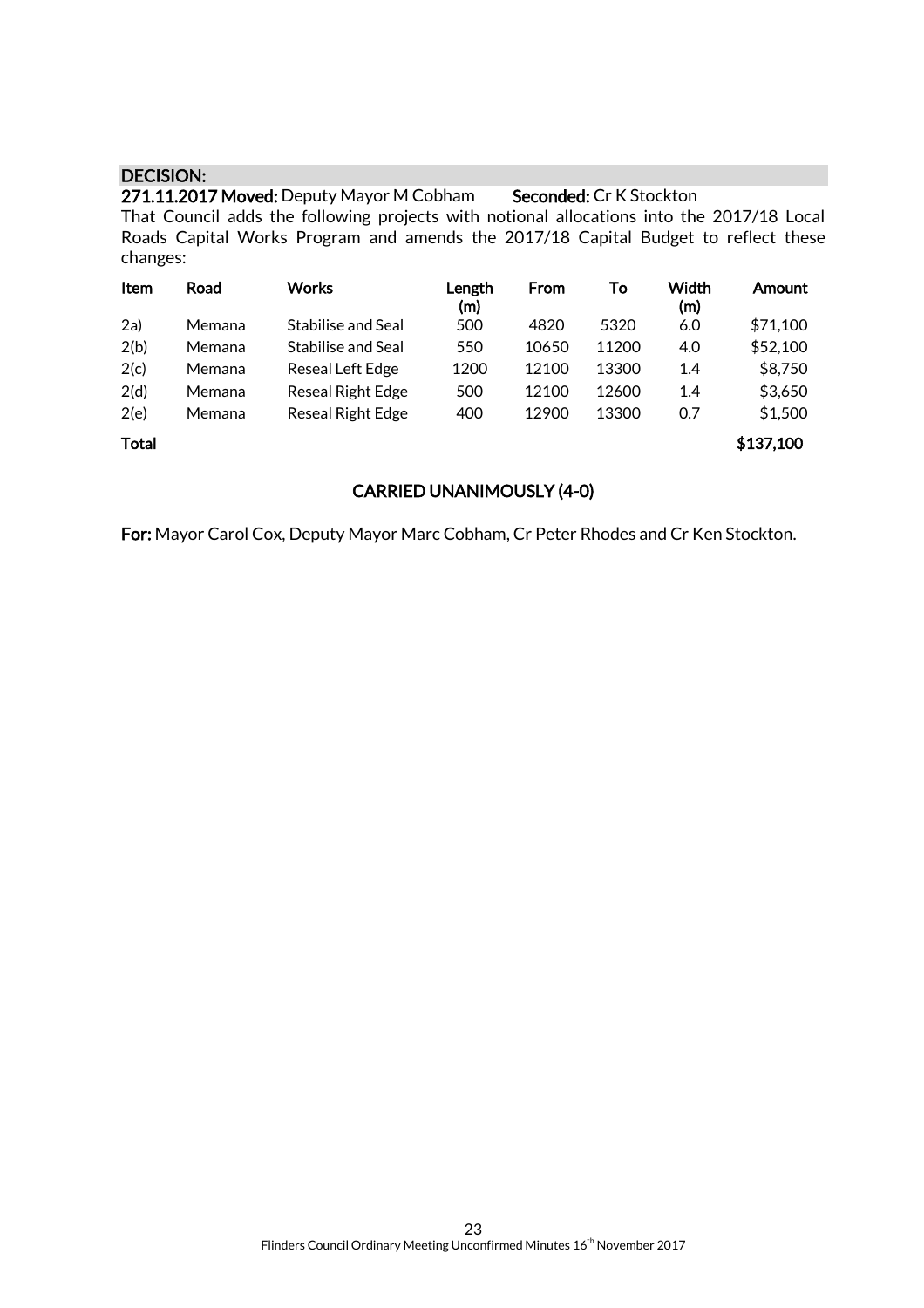**DECISION:**

**271.11.2017 Moved:** Deputy Mayor M Cobham **Seconded:** Cr K Stockton

That Council adds the following projects with notional allocations into the 2017/18 Local Roads Capital Works Program and amends the 2017/18 Capital Budget to reflect these changes:

| Item | Road | Works | Length (m) | From | To | Width (m) | Amount |
|---|---|---|---|---|---|---|---|
| 2a) | Memana | Stabilise and Seal | 500 | 4820 | 5320 | 6.0 | $71,100 |
| 2(b) | Memana | Stabilise and Seal | 550 | 10650 | 11200 | 4.0 | $52,100 |
| 2(c) | Memana | Reseal Left Edge | 1200 | 12100 | 13300 | 1.4 | $8,750 |
| 2(d) | Memana | Reseal Right Edge | 500 | 12100 | 12600 | 1.4 | $3,650 |
| 2(e) | Memana | Reseal Right Edge | 400 | 12900 | 13300 | 0.7 | $1,500 |
| **Total** | | | | | | | **$137,100** |

**CARRIED UNANIMOUSLY (4-0)**

**For:** Mayor Carol Cox, Deputy Mayor Marc Cobham, Cr Peter Rhodes and Cr Ken Stockton.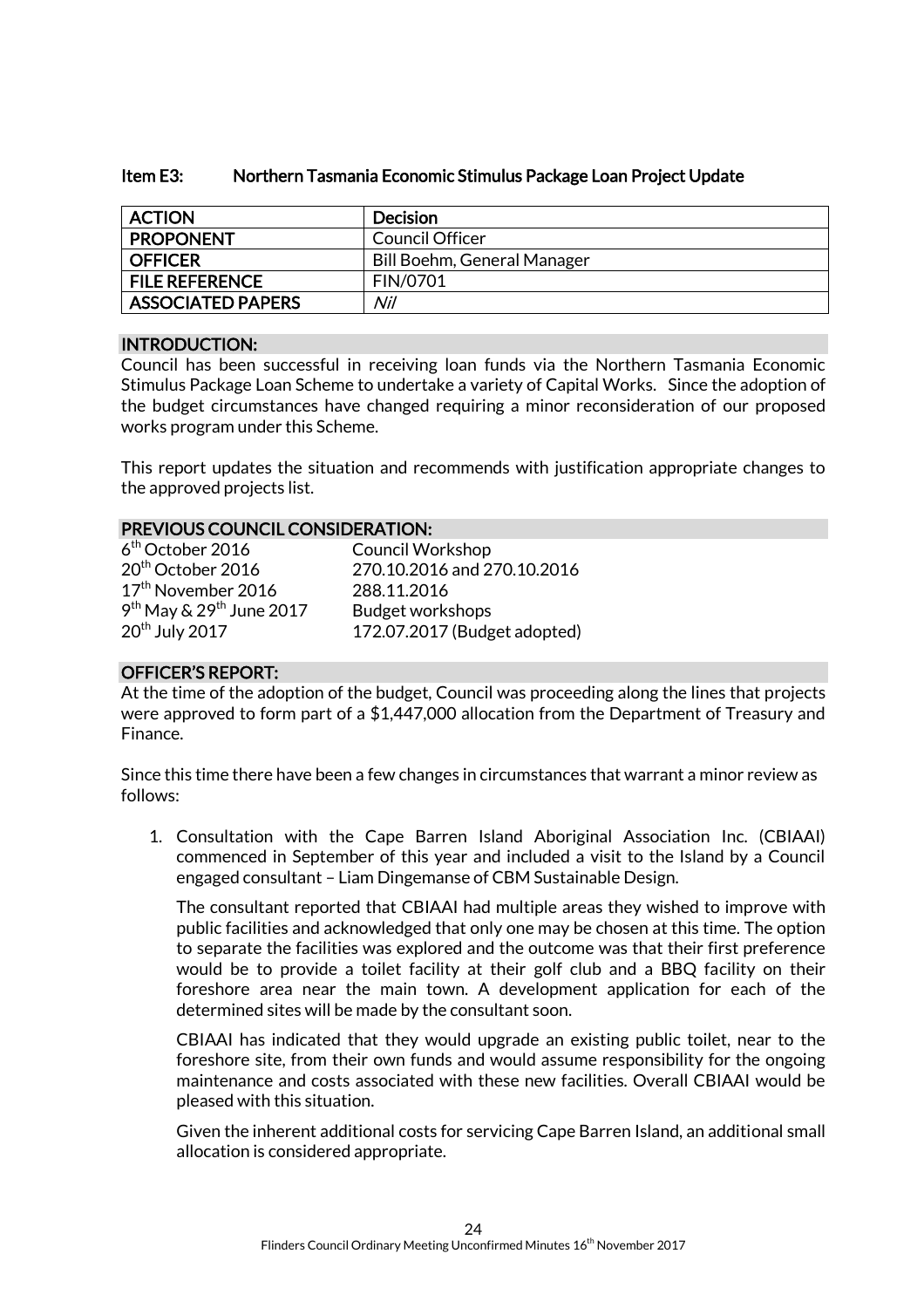## Item E3: Northern Tasmania Economic Stimulus Package Loan Project Update

| ACTION | Decision |
|---|---|
| PROPONENT | Council Officer |
| OFFICER | Bill Boehm, General Manager |
| FILE REFERENCE | FIN/0701 |
| ASSOCIATED PAPERS | *Nil* |

### INTRODUCTION:

Council has been successful in receiving loan funds via the Northern Tasmania Economic Stimulus Package Loan Scheme to undertake a variety of Capital Works. Since the adoption of the budget circumstances have changed requiring a minor reconsideration of our proposed works program under this Scheme.

This report updates the situation and recommends with justification appropriate changes to the approved projects list.

### PREVIOUS COUNCIL CONSIDERATION:

| | |
|---|---|
| 6th October 2016 | Council Workshop |
| 20th October 2016 | 270.10.2016 and 270.10.2016 |
| 17th November 2016 | 288.11.2016 |
| 9th May & 29th June 2017 | Budget workshops |
| 20th July 2017 | 172.07.2017 (Budget adopted) |

### OFFICER'S REPORT:

At the time of the adoption of the budget, Council was proceeding along the lines that projects were approved to form part of a $1,447,000 allocation from the Department of Treasury and Finance.

Since this time there have been a few changes in circumstances that warrant a minor review as follows:

1. Consultation with the Cape Barren Island Aboriginal Association Inc. (CBIAAI) commenced in September of this year and included a visit to the Island by a Council engaged consultant – Liam Dingemanse of CBM Sustainable Design.

   The consultant reported that CBIAAI had multiple areas they wished to improve with public facilities and acknowledged that only one may be chosen at this time. The option to separate the facilities was explored and the outcome was that their first preference would be to provide a toilet facility at their golf club and a BBQ facility on their foreshore area near the main town. A development application for each of the determined sites will be made by the consultant soon.

   CBIAAI has indicated that they would upgrade an existing public toilet, near to the foreshore site, from their own funds and would assume responsibility for the ongoing maintenance and costs associated with these new facilities. Overall CBIAAI would be pleased with this situation.

   Given the inherent additional costs for servicing Cape Barren Island, an additional small allocation is considered appropriate.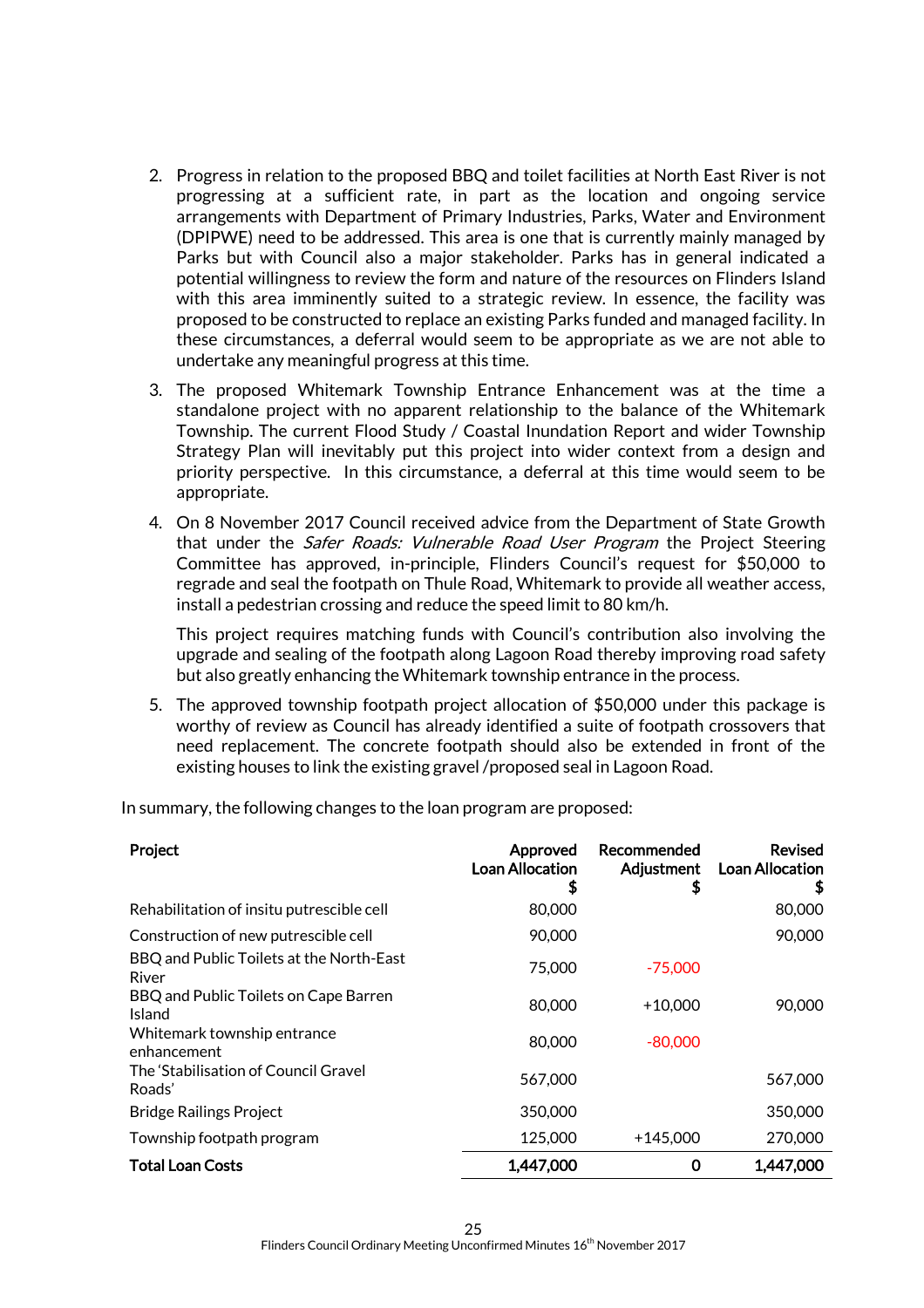2. Progress in relation to the proposed BBQ and toilet facilities at North East River is not progressing at a sufficient rate, in part as the location and ongoing service arrangements with Department of Primary Industries, Parks, Water and Environment (DPIPWE) need to be addressed. This area is one that is currently mainly managed by Parks but with Council also a major stakeholder. Parks has in general indicated a potential willingness to review the form and nature of the resources on Flinders Island with this area imminently suited to a strategic review. In essence, the facility was proposed to be constructed to replace an existing Parks funded and managed facility. In these circumstances, a deferral would seem to be appropriate as we are not able to undertake any meaningful progress at this time.

3. The proposed Whitemark Township Entrance Enhancement was at the time a standalone project with no apparent relationship to the balance of the Whitemark Township. The current Flood Study / Coastal Inundation Report and wider Township Strategy Plan will inevitably put this project into wider context from a design and priority perspective. In this circumstance, a deferral at this time would seem to be appropriate.

4. On 8 November 2017 Council received advice from the Department of State Growth that under the *Safer Roads: Vulnerable Road User Program* the Project Steering Committee has approved, in-principle, Flinders Council's request for $50,000 to regrade and seal the footpath on Thule Road, Whitemark to provide all weather access, install a pedestrian crossing and reduce the speed limit to 80 km/h.

   This project requires matching funds with Council's contribution also involving the upgrade and sealing of the footpath along Lagoon Road thereby improving road safety but also greatly enhancing the Whitemark township entrance in the process.

5. The approved township footpath project allocation of $50,000 under this package is worthy of review as Council has already identified a suite of footpath crossovers that need replacement. The concrete footpath should also be extended in front of the existing houses to link the existing gravel /proposed seal in Lagoon Road.

In summary, the following changes to the loan program are proposed:

| Project | Approved Loan Allocation $ | Recommended Adjustment $ | Revised Loan Allocation $ |
|---|---|---|---|
| Rehabilitation of insitu putrescible cell | 80,000 | | 80,000 |
| Construction of new putrescible cell | 90,000 | | 90,000 |
| BBQ and Public Toilets at the North-East River | 75,000 | -75,000 | |
| BBQ and Public Toilets on Cape Barren Island | 80,000 | +10,000 | 90,000 |
| Whitemark township entrance enhancement | 80,000 | -80,000 | |
| The 'Stabilisation of Council Gravel Roads' | 567,000 | | 567,000 |
| Bridge Railings Project | 350,000 | | 350,000 |
| Township footpath program | 125,000 | +145,000 | 270,000 |
| **Total Loan Costs** | **1,447,000** | **0** | **1,447,000** |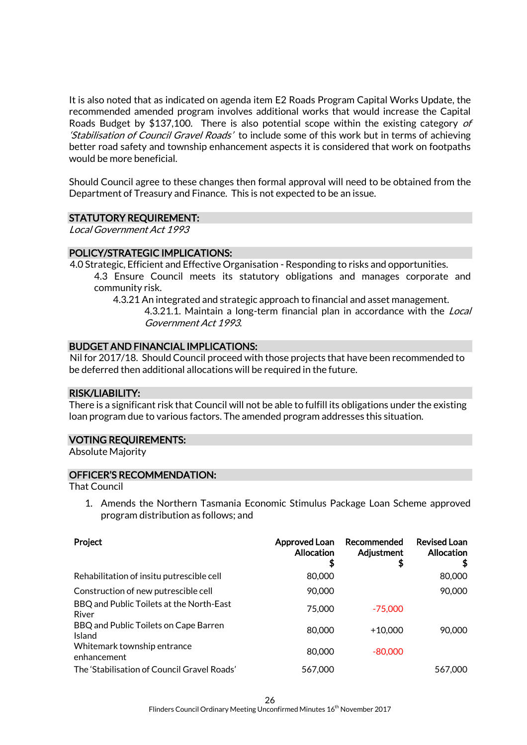It is also noted that as indicated on agenda item E2 Roads Program Capital Works Update, the recommended amended program involves additional works that would increase the Capital Roads Budget by $137,100. There is also potential scope within the existing category *of 'Stabilisation of Council Gravel Roads'* to include some of this work but in terms of achieving better road safety and township enhancement aspects it is considered that work on footpaths would be more beneficial.

Should Council agree to these changes then formal approval will need to be obtained from the Department of Treasury and Finance. This is not expected to be an issue.

## STATUTORY REQUIREMENT:

*Local Government Act 1993*

## POLICY/STRATEGIC IMPLICATIONS:

4.0 Strategic, Efficient and Effective Organisation - Responding to risks and opportunities.

4.3 Ensure Council meets its statutory obligations and manages corporate and community risk.

4.3.21 An integrated and strategic approach to financial and asset management.

4.3.21.1. Maintain a long-term financial plan in accordance with the *Local Government Act 1993*.

## BUDGET AND FINANCIAL IMPLICATIONS:

Nil for 2017/18. Should Council proceed with those projects that have been recommended to be deferred then additional allocations will be required in the future.

## RISK/LIABILITY:

There is a significant risk that Council will not be able to fulfill its obligations under the existing loan program due to various factors. The amended program addresses this situation.

## VOTING REQUIREMENTS:

Absolute Majority

## OFFICER'S RECOMMENDATION:

That Council

1. Amends the Northern Tasmania Economic Stimulus Package Loan Scheme approved program distribution as follows; and

| Project | Approved Loan Allocation $ | Recommended Adjustment $ | Revised Loan Allocation $ |
|---|---|---|---|
| Rehabilitation of insitu putrescible cell | 80,000 | | 80,000 |
| Construction of new putrescible cell | 90,000 | | 90,000 |
| BBQ and Public Toilets at the North-East River | 75,000 | -75,000 | |
| BBQ and Public Toilets on Cape Barren Island | 80,000 | +10,000 | 90,000 |
| Whitemark township entrance enhancement | 80,000 | -80,000 | |
| The 'Stabilisation of Council Gravel Roads' | 567,000 | | 567,000 |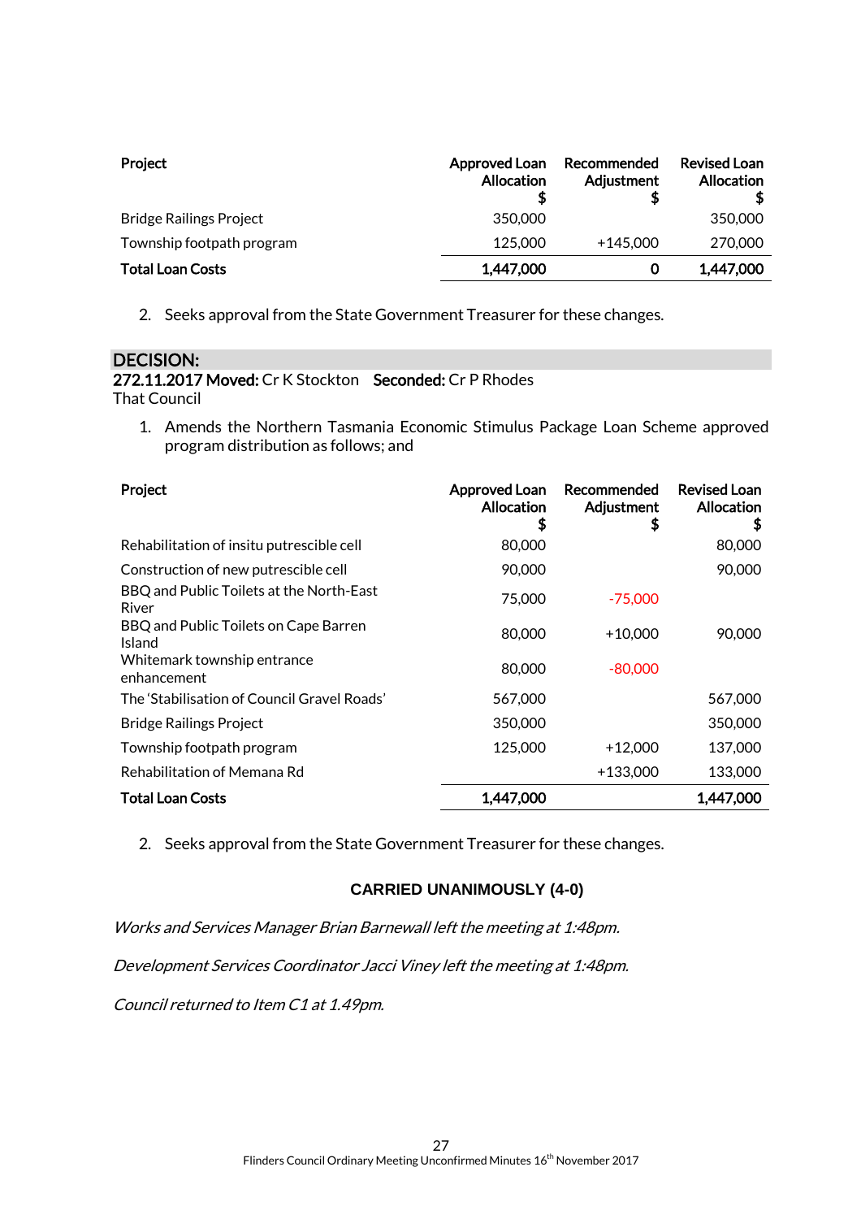| Project | Approved Loan Allocation $ | Recommended Adjustment $ | Revised Loan Allocation $ |
|---|---|---|---|
| Bridge Railings Project | 350,000 | | 350,000 |
| Township footpath program | 125,000 | +145,000 | 270,000 |
| **Total Loan Costs** | **1,447,000** | **0** | **1,447,000** |

2. Seeks approval from the State Government Treasurer for these changes.

## DECISION:

**272.11.2017 Moved:** Cr K Stockton **Seconded:** Cr P Rhodes

That Council

1. Amends the Northern Tasmania Economic Stimulus Package Loan Scheme approved program distribution as follows; and

| Project | Approved Loan Allocation $ | Recommended Adjustment $ | Revised Loan Allocation $ |
|---|---|---|---|
| Rehabilitation of insitu putrescible cell | 80,000 | | 80,000 |
| Construction of new putrescible cell | 90,000 | | 90,000 |
| BBQ and Public Toilets at the North-East River | 75,000 | -75,000 | |
| BBQ and Public Toilets on Cape Barren Island | 80,000 | +10,000 | 90,000 |
| Whitemark township entrance enhancement | 80,000 | -80,000 | |
| The 'Stabilisation of Council Gravel Roads' | 567,000 | | 567,000 |
| Bridge Railings Project | 350,000 | | 350,000 |
| Township footpath program | 125,000 | +12,000 | 137,000 |
| Rehabilitation of Memana Rd | | +133,000 | 133,000 |
| **Total Loan Costs** | **1,447,000** | | **1,447,000** |

2. Seeks approval from the State Government Treasurer for these changes.

**CARRIED UNANIMOUSLY (4-0)**

*Works and Services Manager Brian Barnewall left the meeting at 1:48pm.*

*Development Services Coordinator Jacci Viney left the meeting at 1:48pm.*

*Council returned to Item C1 at 1.49pm.*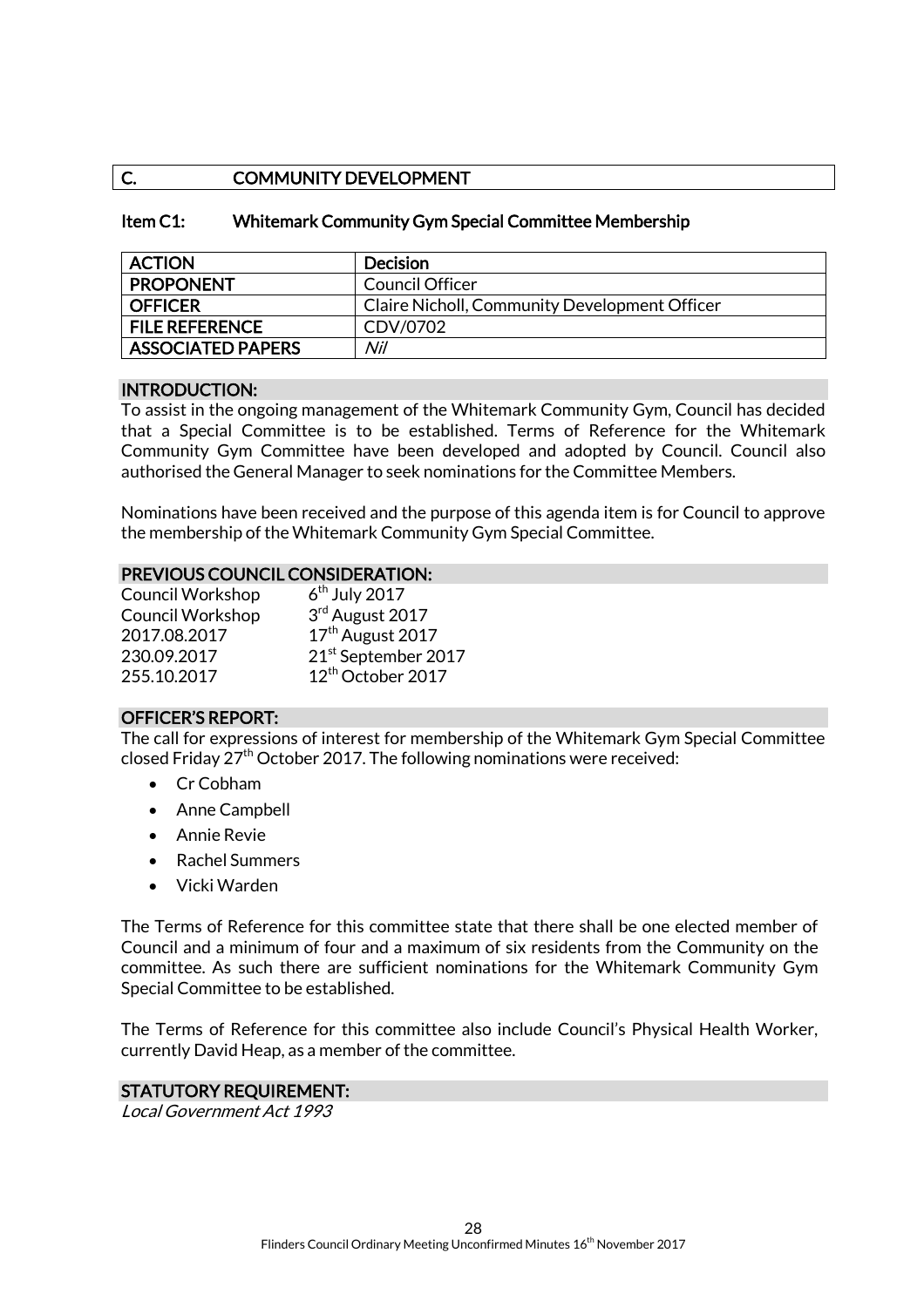## C. COMMUNITY DEVELOPMENT

### Item C1: Whitemark Community Gym Special Committee Membership

| ACTION | Decision |
|---|---|
| PROPONENT | Council Officer |
| OFFICER | Claire Nicholl, Community Development Officer |
| FILE REFERENCE | CDV/0702 |
| ASSOCIATED PAPERS | *Nil* |

#### INTRODUCTION:

To assist in the ongoing management of the Whitemark Community Gym, Council has decided that a Special Committee is to be established. Terms of Reference for the Whitemark Community Gym Committee have been developed and adopted by Council. Council also authorised the General Manager to seek nominations for the Committee Members.

Nominations have been received and the purpose of this agenda item is for Council to approve the membership of the Whitemark Community Gym Special Committee.

#### PREVIOUS COUNCIL CONSIDERATION:

| | |
|---|---|
| Council Workshop | 6th July 2017 |
| Council Workshop | 3rd August 2017 |
| 2017.08.2017 | 17th August 2017 |
| 230.09.2017 | 21st September 2017 |
| 255.10.2017 | 12th October 2017 |

#### OFFICER'S REPORT:

The call for expressions of interest for membership of the Whitemark Gym Special Committee closed Friday 27th October 2017. The following nominations were received:

- Cr Cobham
- Anne Campbell
- Annie Revie
- Rachel Summers
- Vicki Warden

The Terms of Reference for this committee state that there shall be one elected member of Council and a minimum of four and a maximum of six residents from the Community on the committee. As such there are sufficient nominations for the Whitemark Community Gym Special Committee to be established.

The Terms of Reference for this committee also include Council's Physical Health Worker, currently David Heap, as a member of the committee.

#### STATUTORY REQUIREMENT:

*Local Government Act 1993*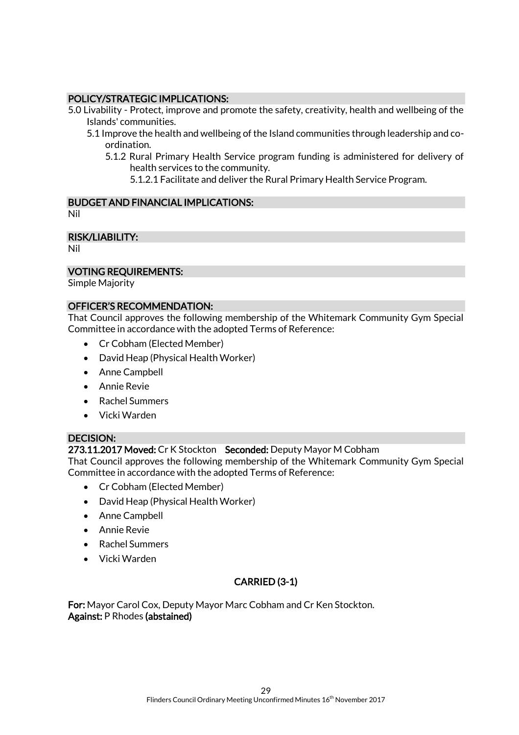## POLICY/STRATEGIC IMPLICATIONS:

5.0 Livability - Protect, improve and promote the safety, creativity, health and wellbeing of the Islands' communities.

- 5.1 Improve the health and wellbeing of the Island communities through leadership and co-ordination.
  - 5.1.2 Rural Primary Health Service program funding is administered for delivery of health services to the community.
    - 5.1.2.1 Facilitate and deliver the Rural Primary Health Service Program.

## BUDGET AND FINANCIAL IMPLICATIONS:

Nil

## RISK/LIABILITY:

Nil

## VOTING REQUIREMENTS:

Simple Majority

## OFFICER'S RECOMMENDATION:

That Council approves the following membership of the Whitemark Community Gym Special Committee in accordance with the adopted Terms of Reference:

- Cr Cobham (Elected Member)
- David Heap (Physical Health Worker)
- Anne Campbell
- Annie Revie
- Rachel Summers
- Vicki Warden

## DECISION:

**273.11.2017 Moved:** Cr K Stockton **Seconded:** Deputy Mayor M Cobham

That Council approves the following membership of the Whitemark Community Gym Special Committee in accordance with the adopted Terms of Reference:

- Cr Cobham (Elected Member)
- David Heap (Physical Health Worker)
- Anne Campbell
- Annie Revie
- Rachel Summers
- Vicki Warden

**CARRIED (3-1)**

**For:** Mayor Carol Cox, Deputy Mayor Marc Cobham and Cr Ken Stockton.
**Against:** P Rhodes **(abstained)**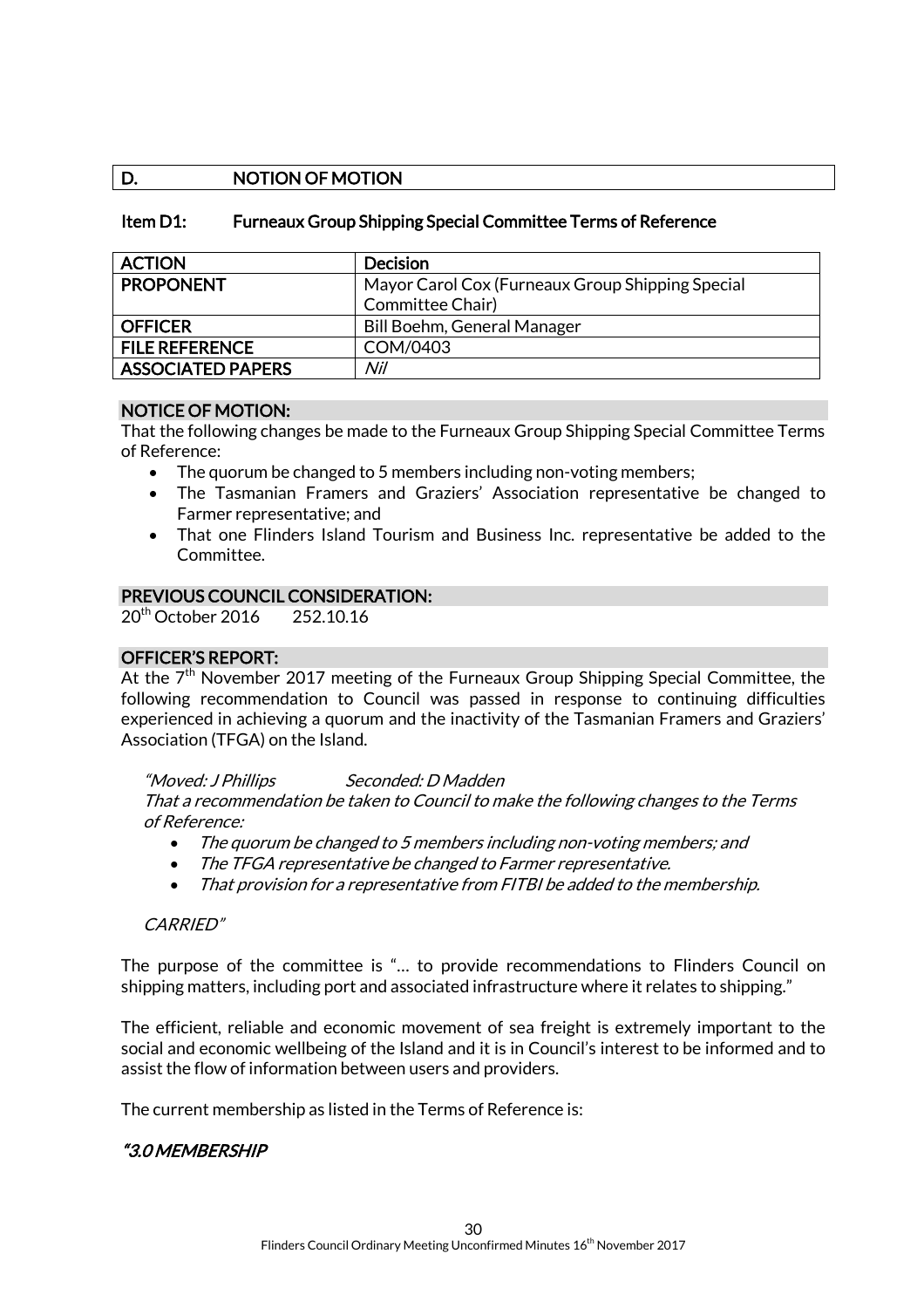## D. NOTION OF MOTION

### Item D1: Furneaux Group Shipping Special Committee Terms of Reference

| ACTION | Decision |
|---|---|
| PROPONENT | Mayor Carol Cox (Furneaux Group Shipping Special Committee Chair) |
| OFFICER | Bill Boehm, General Manager |
| FILE REFERENCE | COM/0403 |
| ASSOCIATED PAPERS | *Nil* |

**NOTICE OF MOTION:**

That the following changes be made to the Furneaux Group Shipping Special Committee Terms of Reference:

- The quorum be changed to 5 members including non-voting members;
- The Tasmanian Framers and Graziers' Association representative be changed to Farmer representative; and
- That one Flinders Island Tourism and Business Inc. representative be added to the Committee.

**PREVIOUS COUNCIL CONSIDERATION:**

20th October 2016 252.10.16

**OFFICER'S REPORT:**

At the 7th November 2017 meeting of the Furneaux Group Shipping Special Committee, the following recommendation to Council was passed in response to continuing difficulties experienced in achieving a quorum and the inactivity of the Tasmanian Framers and Graziers' Association (TFGA) on the Island.

*"Moved: J Phillips Seconded: D Madden*
*That a recommendation be taken to Council to make the following changes to the Terms of Reference:*

- *The quorum be changed to 5 members including non-voting members; and*
- *The TFGA representative be changed to Farmer representative.*
- *That provision for a representative from FITBI be added to the membership.*

*CARRIED"*

The purpose of the committee is "… to provide recommendations to Flinders Council on shipping matters, including port and associated infrastructure where it relates to shipping."

The efficient, reliable and economic movement of sea freight is extremely important to the social and economic wellbeing of the Island and it is in Council's interest to be informed and to assist the flow of information between users and providers.

The current membership as listed in the Terms of Reference is:

***"3.0 MEMBERSHIP***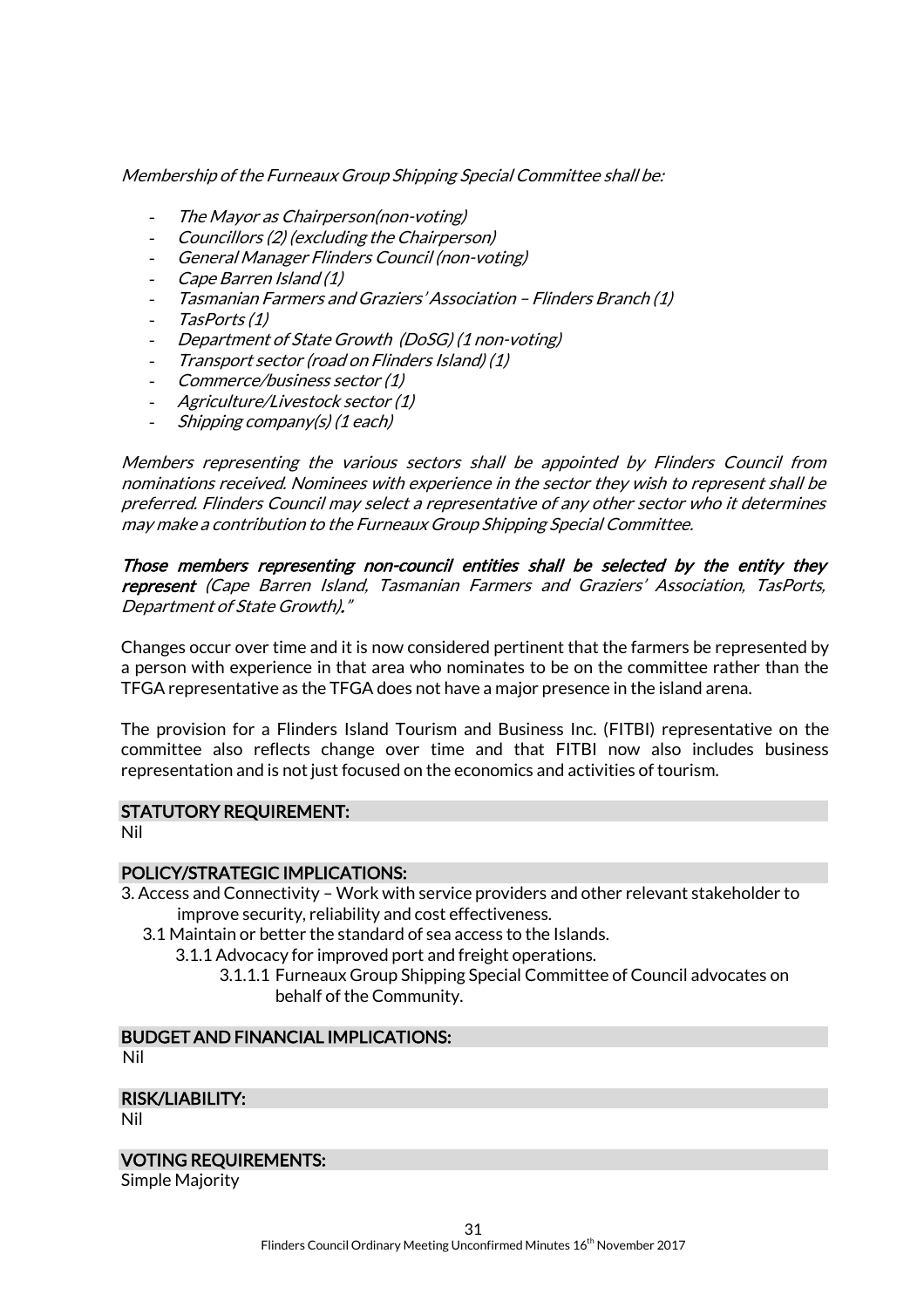*Membership of the Furneaux Group Shipping Special Committee shall be:*

- *The Mayor as Chairperson(non-voting)*
- *Councillors (2) (excluding the Chairperson)*
- *General Manager Flinders Council (non-voting)*
- *Cape Barren Island (1)*
- *Tasmanian Farmers and Graziers' Association – Flinders Branch (1)*
- *TasPorts (1)*
- *Department of State Growth (DoSG) (1 non-voting)*
- *Transport sector (road on Flinders Island) (1)*
- *Commerce/business sector (1)*
- *Agriculture/Livestock sector (1)*
- *Shipping company(s) (1 each)*

*Members representing the various sectors shall be appointed by Flinders Council from nominations received. Nominees with experience in the sector they wish to represent shall be preferred. Flinders Council may select a representative of any other sector who it determines may make a contribution to the Furneaux Group Shipping Special Committee.*

***Those members representing non-council entities shall be selected by the entity they represent*** *(Cape Barren Island, Tasmanian Farmers and Graziers' Association, TasPorts, Department of State Growth)**.**"*

Changes occur over time and it is now considered pertinent that the farmers be represented by a person with experience in that area who nominates to be on the committee rather than the TFGA representative as the TFGA does not have a major presence in the island arena.

The provision for a Flinders Island Tourism and Business Inc. (FITBI) representative on the committee also reflects change over time and that FITBI now also includes business representation and is not just focused on the economics and activities of tourism.

## STATUTORY REQUIREMENT:

Nil

## POLICY/STRATEGIC IMPLICATIONS:

3. Access and Connectivity – Work with service providers and other relevant stakeholder to improve security, reliability and cost effectiveness.
   - 3.1 Maintain or better the standard of sea access to the Islands.
     - 3.1.1 Advocacy for improved port and freight operations.
       - 3.1.1.1 Furneaux Group Shipping Special Committee of Council advocates on behalf of the Community.

## BUDGET AND FINANCIAL IMPLICATIONS:

Nil

## RISK/LIABILITY:

Nil

## VOTING REQUIREMENTS:

Simple Majority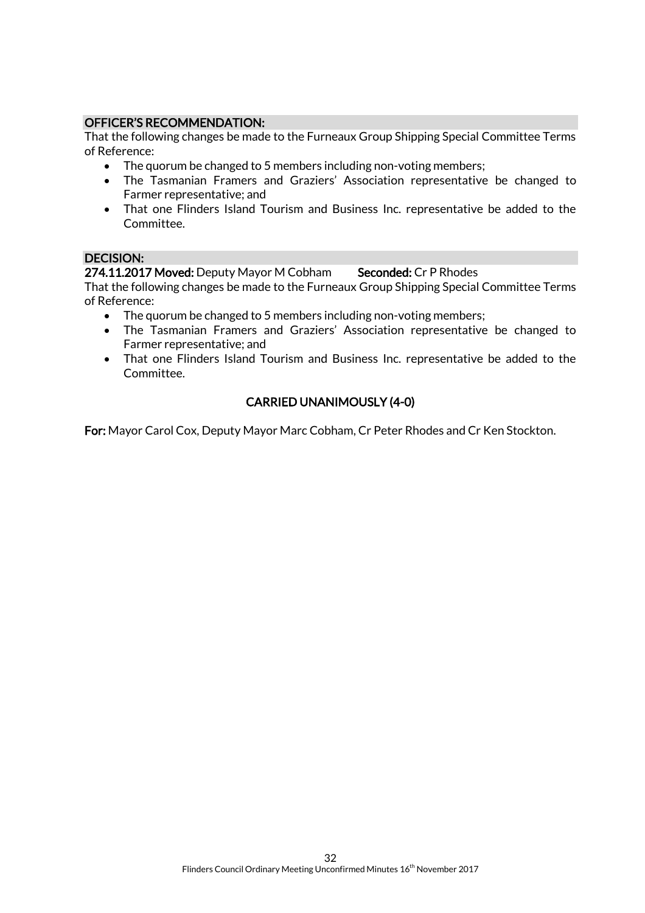### OFFICER'S RECOMMENDATION:

That the following changes be made to the Furneaux Group Shipping Special Committee Terms of Reference:

- The quorum be changed to 5 members including non-voting members;
- The Tasmanian Framers and Graziers' Association representative be changed to Farmer representative; and
- That one Flinders Island Tourism and Business Inc. representative be added to the Committee.

### DECISION:

**274.11.2017 Moved:** Deputy Mayor M Cobham **Seconded:** Cr P Rhodes

That the following changes be made to the Furneaux Group Shipping Special Committee Terms of Reference:

- The quorum be changed to 5 members including non-voting members;
- The Tasmanian Framers and Graziers' Association representative be changed to Farmer representative; and
- That one Flinders Island Tourism and Business Inc. representative be added to the Committee.

**CARRIED UNANIMOUSLY (4-0)**

**For:** Mayor Carol Cox, Deputy Mayor Marc Cobham, Cr Peter Rhodes and Cr Ken Stockton.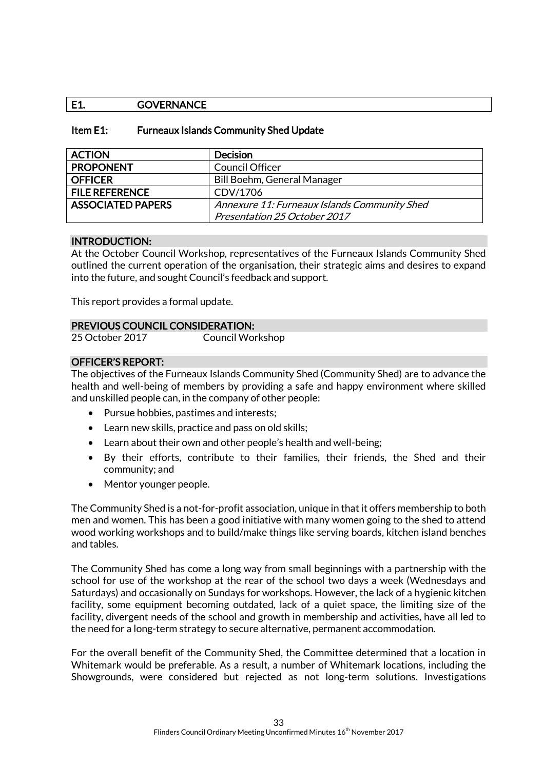## E1. GOVERNANCE

### Item E1: Furneaux Islands Community Shed Update

| ACTION | Decision |
|---|---|
| PROPONENT | Council Officer |
| OFFICER | Bill Boehm, General Manager |
| FILE REFERENCE | CDV/1706 |
| ASSOCIATED PAPERS | *Annexure 11: Furneaux Islands Community Shed Presentation 25 October 2017* |

**INTRODUCTION:**

At the October Council Workshop, representatives of the Furneaux Islands Community Shed outlined the current operation of the organisation, their strategic aims and desires to expand into the future, and sought Council's feedback and support.

This report provides a formal update.

**PREVIOUS COUNCIL CONSIDERATION:**

25 October 2017 Council Workshop

**OFFICER'S REPORT:**

The objectives of the Furneaux Islands Community Shed (Community Shed) are to advance the health and well-being of members by providing a safe and happy environment where skilled and unskilled people can, in the company of other people:

- Pursue hobbies, pastimes and interests;
- Learn new skills, practice and pass on old skills;
- Learn about their own and other people's health and well-being;
- By their efforts, contribute to their families, their friends, the Shed and their community; and
- Mentor younger people.

The Community Shed is a not-for-profit association, unique in that it offers membership to both men and women. This has been a good initiative with many women going to the shed to attend wood working workshops and to build/make things like serving boards, kitchen island benches and tables.

The Community Shed has come a long way from small beginnings with a partnership with the school for use of the workshop at the rear of the school two days a week (Wednesdays and Saturdays) and occasionally on Sundays for workshops. However, the lack of a hygienic kitchen facility, some equipment becoming outdated, lack of a quiet space, the limiting size of the facility, divergent needs of the school and growth in membership and activities, have all led to the need for a long-term strategy to secure alternative, permanent accommodation.

For the overall benefit of the Community Shed, the Committee determined that a location in Whitemark would be preferable. As a result, a number of Whitemark locations, including the Showgrounds, were considered but rejected as not long-term solutions. Investigations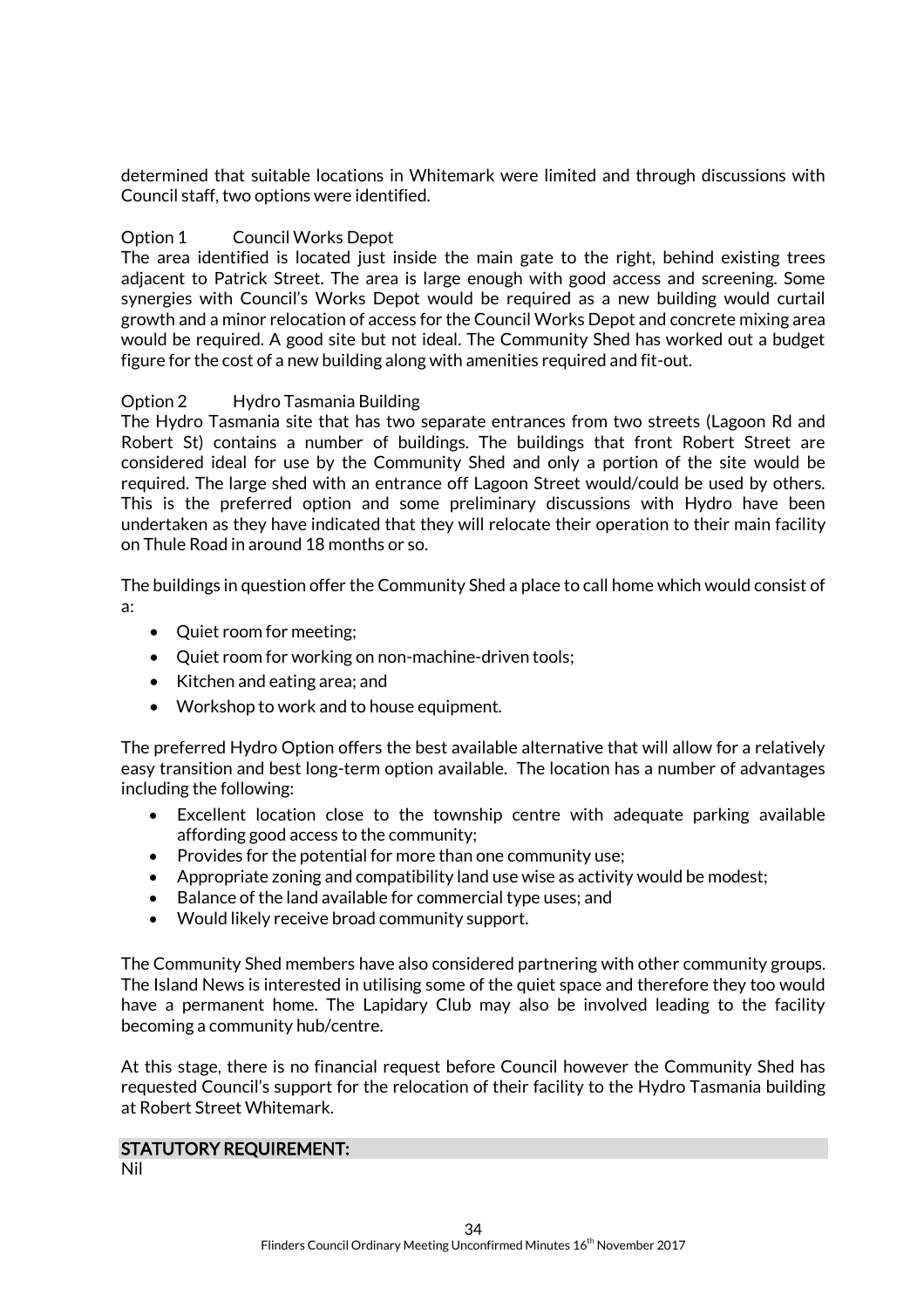determined that suitable locations in Whitemark were limited and through discussions with Council staff, two options were identified.

Option 1 Council Works Depot

The area identified is located just inside the main gate to the right, behind existing trees adjacent to Patrick Street. The area is large enough with good access and screening. Some synergies with Council's Works Depot would be required as a new building would curtail growth and a minor relocation of access for the Council Works Depot and concrete mixing area would be required. A good site but not ideal. The Community Shed has worked out a budget figure for the cost of a new building along with amenities required and fit-out.

Option 2 Hydro Tasmania Building

The Hydro Tasmania site that has two separate entrances from two streets (Lagoon Rd and Robert St) contains a number of buildings. The buildings that front Robert Street are considered ideal for use by the Community Shed and only a portion of the site would be required. The large shed with an entrance off Lagoon Street would/could be used by others. This is the preferred option and some preliminary discussions with Hydro have been undertaken as they have indicated that they will relocate their operation to their main facility on Thule Road in around 18 months or so.

The buildings in question offer the Community Shed a place to call home which would consist of a:

- Quiet room for meeting;
- Quiet room for working on non-machine-driven tools;
- Kitchen and eating area; and
- Workshop to work and to house equipment.

The preferred Hydro Option offers the best available alternative that will allow for a relatively easy transition and best long-term option available. The location has a number of advantages including the following:

- Excellent location close to the township centre with adequate parking available affording good access to the community;
- Provides for the potential for more than one community use;
- Appropriate zoning and compatibility land use wise as activity would be modest;
- Balance of the land available for commercial type uses; and
- Would likely receive broad community support.

The Community Shed members have also considered partnering with other community groups. The Island News is interested in utilising some of the quiet space and therefore they too would have a permanent home. The Lapidary Club may also be involved leading to the facility becoming a community hub/centre.

At this stage, there is no financial request before Council however the Community Shed has requested Council's support for the relocation of their facility to the Hydro Tasmania building at Robert Street Whitemark.

## STATUTORY REQUIREMENT:

Nil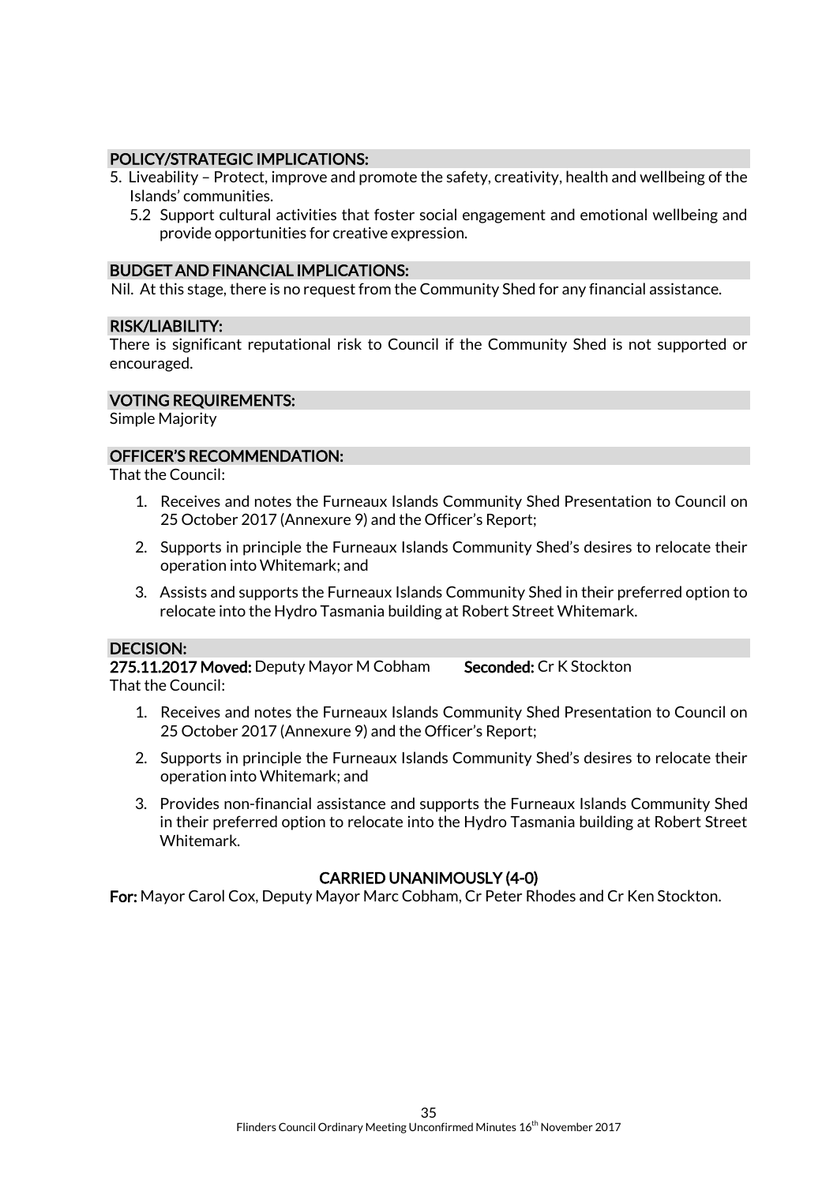## POLICY/STRATEGIC IMPLICATIONS:

5. Liveability – Protect, improve and promote the safety, creativity, health and wellbeing of the Islands' communities.
   5.2 Support cultural activities that foster social engagement and emotional wellbeing and provide opportunities for creative expression.

## BUDGET AND FINANCIAL IMPLICATIONS:

Nil. At this stage, there is no request from the Community Shed for any financial assistance.

## RISK/LIABILITY:

There is significant reputational risk to Council if the Community Shed is not supported or encouraged.

## VOTING REQUIREMENTS:

Simple Majority

## OFFICER'S RECOMMENDATION:

That the Council:

1. Receives and notes the Furneaux Islands Community Shed Presentation to Council on 25 October 2017 (Annexure 9) and the Officer's Report;
2. Supports in principle the Furneaux Islands Community Shed's desires to relocate their operation into Whitemark; and
3. Assists and supports the Furneaux Islands Community Shed in their preferred option to relocate into the Hydro Tasmania building at Robert Street Whitemark.

## DECISION:

**275.11.2017 Moved:** Deputy Mayor M Cobham **Seconded:** Cr K Stockton

That the Council:

1. Receives and notes the Furneaux Islands Community Shed Presentation to Council on 25 October 2017 (Annexure 9) and the Officer's Report;
2. Supports in principle the Furneaux Islands Community Shed's desires to relocate their operation into Whitemark; and
3. Provides non-financial assistance and supports the Furneaux Islands Community Shed in their preferred option to relocate into the Hydro Tasmania building at Robert Street Whitemark.

**CARRIED UNANIMOUSLY (4-0)**

**For:** Mayor Carol Cox, Deputy Mayor Marc Cobham, Cr Peter Rhodes and Cr Ken Stockton.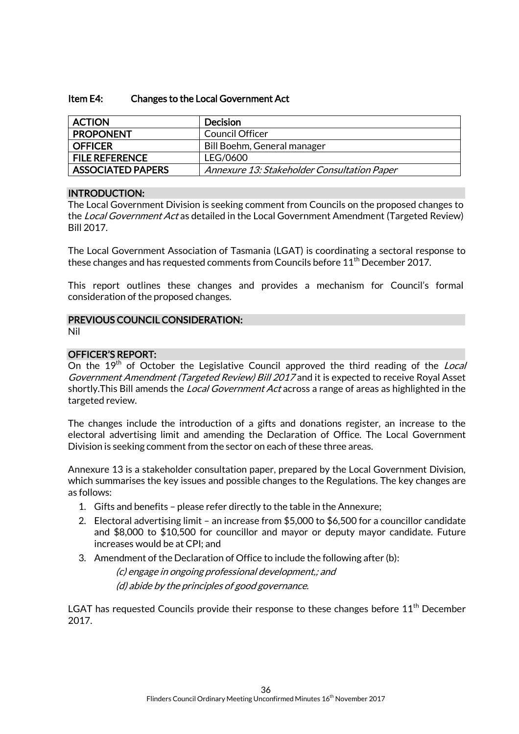### Item E4: Changes to the Local Government Act

| ACTION | Decision |
|---|---|
| PROPONENT | Council Officer |
| OFFICER | Bill Boehm, General manager |
| FILE REFERENCE | LEG/0600 |
| ASSOCIATED PAPERS | *Annexure 13: Stakeholder Consultation Paper* |

#### INTRODUCTION:

The Local Government Division is seeking comment from Councils on the proposed changes to the *Local Government Act* as detailed in the Local Government Amendment (Targeted Review) Bill 2017.

The Local Government Association of Tasmania (LGAT) is coordinating a sectoral response to these changes and has requested comments from Councils before 11th December 2017.

This report outlines these changes and provides a mechanism for Council's formal consideration of the proposed changes.

#### PREVIOUS COUNCIL CONSIDERATION:

Nil

#### OFFICER'S REPORT:

On the 19th of October the Legislative Council approved the third reading of the *Local Government Amendment (Targeted Review) Bill 2017* and it is expected to receive Royal Asset shortly.This Bill amends the *Local Government Act* across a range of areas as highlighted in the targeted review.

The changes include the introduction of a gifts and donations register, an increase to the electoral advertising limit and amending the Declaration of Office. The Local Government Division is seeking comment from the sector on each of these three areas.

Annexure 13 is a stakeholder consultation paper, prepared by the Local Government Division, which summarises the key issues and possible changes to the Regulations. The key changes are as follows:

1. Gifts and benefits – please refer directly to the table in the Annexure;
2. Electoral advertising limit – an increase from $5,000 to $6,500 for a councillor candidate and $8,000 to $10,500 for councillor and mayor or deputy mayor candidate. Future increases would be at CPI; and
3. Amendment of the Declaration of Office to include the following after (b):

   *(c) engage in ongoing professional development,; and*

   *(d) abide by the principles of good governance.*

LGAT has requested Councils provide their response to these changes before 11th December 2017.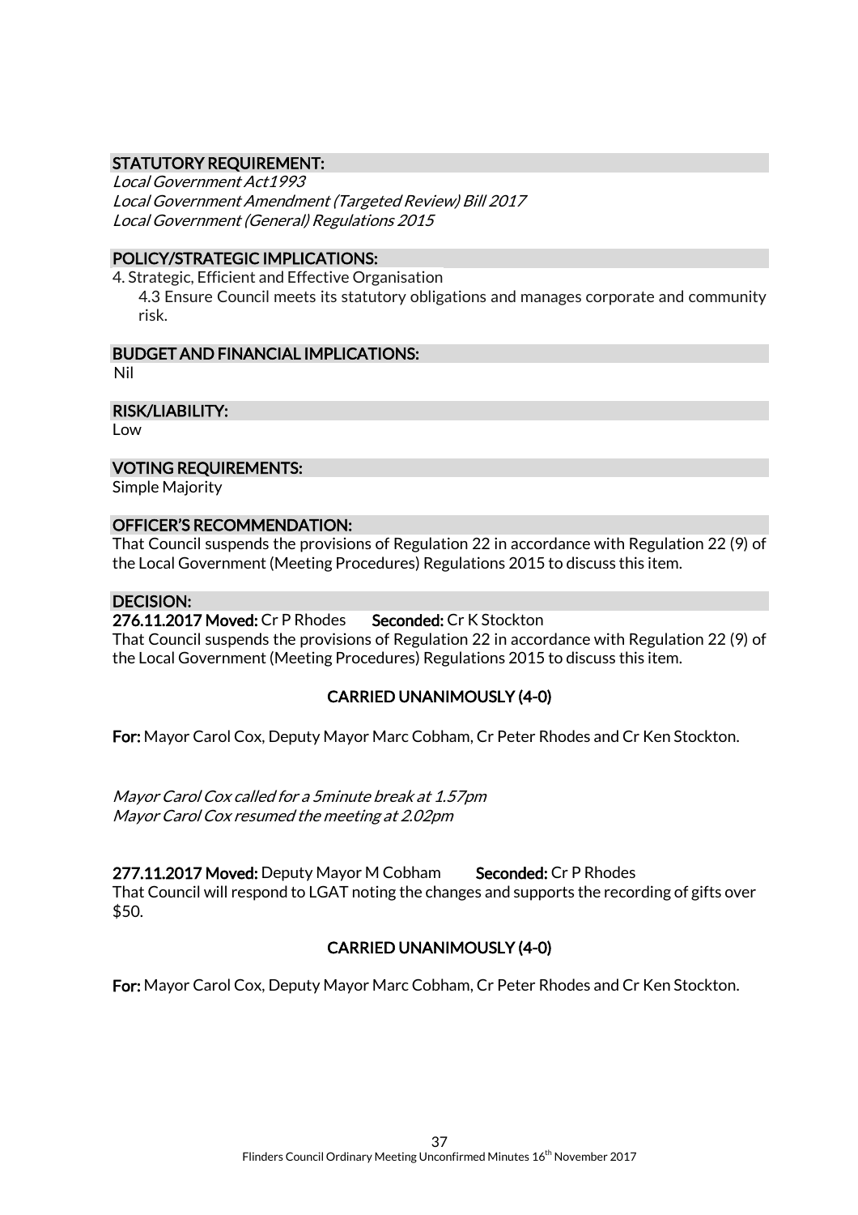## STATUTORY REQUIREMENT:

*Local Government Act1993*
*Local Government Amendment (Targeted Review) Bill 2017*
*Local Government (General) Regulations 2015*

## POLICY/STRATEGIC IMPLICATIONS:

4. Strategic, Efficient and Effective Organisation
   4.3 Ensure Council meets its statutory obligations and manages corporate and community risk.

## BUDGET AND FINANCIAL IMPLICATIONS:

Nil

## RISK/LIABILITY:

Low

## VOTING REQUIREMENTS:

Simple Majority

## OFFICER'S RECOMMENDATION:

That Council suspends the provisions of Regulation 22 in accordance with Regulation 22 (9) of the Local Government (Meeting Procedures) Regulations 2015 to discuss this item.

## DECISION:

**276.11.2017 Moved:** Cr P Rhodes **Seconded:** Cr K Stockton
That Council suspends the provisions of Regulation 22 in accordance with Regulation 22 (9) of the Local Government (Meeting Procedures) Regulations 2015 to discuss this item.

**CARRIED UNANIMOUSLY (4-0)**

**For:** Mayor Carol Cox, Deputy Mayor Marc Cobham, Cr Peter Rhodes and Cr Ken Stockton.

*Mayor Carol Cox called for a 5minute break at 1.57pm*
*Mayor Carol Cox resumed the meeting at 2.02pm*

**277.11.2017 Moved:** Deputy Mayor M Cobham **Seconded:** Cr P Rhodes
That Council will respond to LGAT noting the changes and supports the recording of gifts over $50.

**CARRIED UNANIMOUSLY (4-0)**

**For:** Mayor Carol Cox, Deputy Mayor Marc Cobham, Cr Peter Rhodes and Cr Ken Stockton.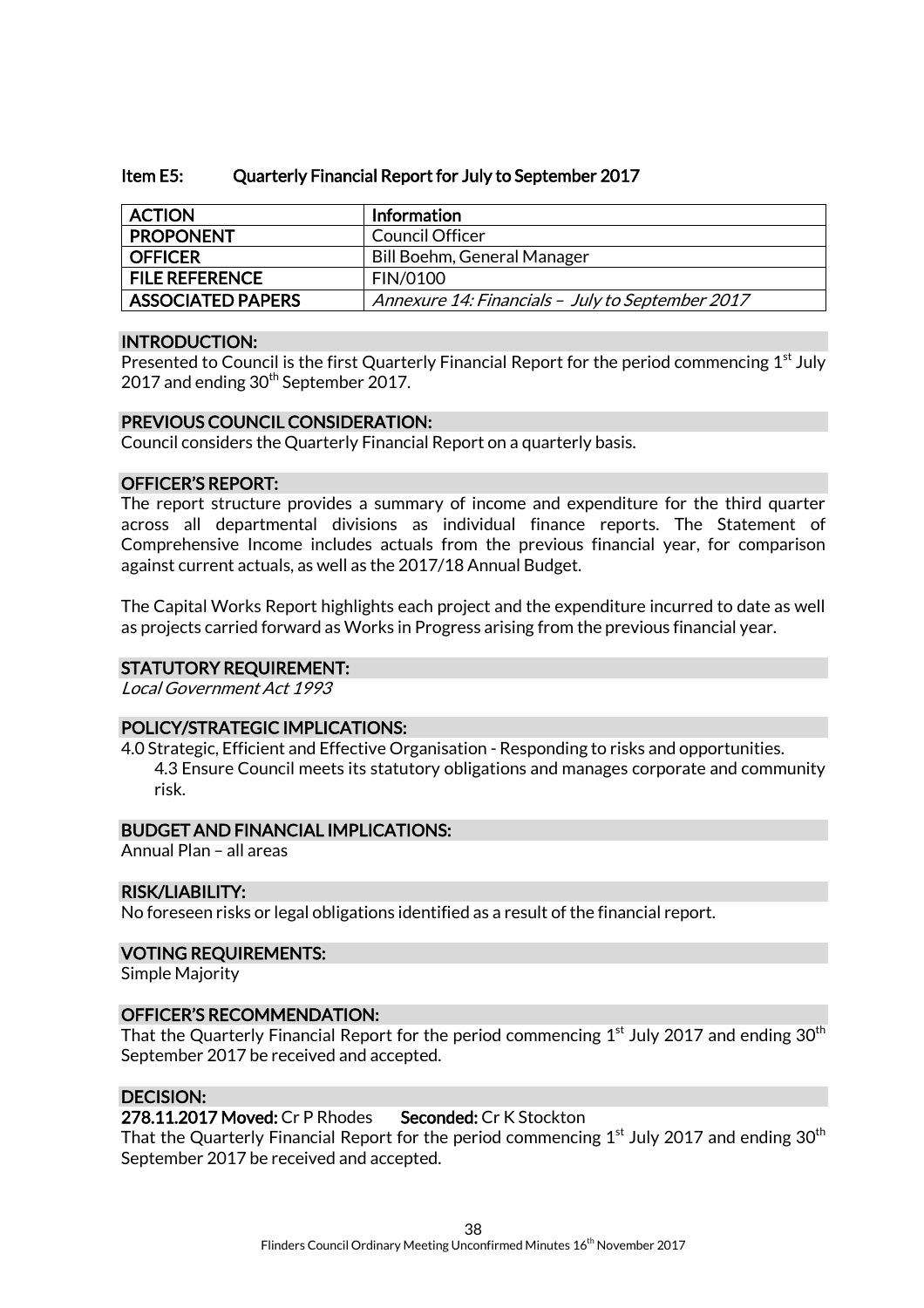### Item E5: Quarterly Financial Report for July to September 2017

| ACTION | Information |
|---|---|
| PROPONENT | Council Officer |
| OFFICER | Bill Boehm, General Manager |
| FILE REFERENCE | FIN/0100 |
| ASSOCIATED PAPERS | *Annexure 14: Financials – July to September 2017* |

**INTRODUCTION:**

Presented to Council is the first Quarterly Financial Report for the period commencing 1st July 2017 and ending 30th September 2017.

**PREVIOUS COUNCIL CONSIDERATION:**

Council considers the Quarterly Financial Report on a quarterly basis.

**OFFICER'S REPORT:**

The report structure provides a summary of income and expenditure for the third quarter across all departmental divisions as individual finance reports. The Statement of Comprehensive Income includes actuals from the previous financial year, for comparison against current actuals, as well as the 2017/18 Annual Budget.

The Capital Works Report highlights each project and the expenditure incurred to date as well as projects carried forward as Works in Progress arising from the previous financial year.

**STATUTORY REQUIREMENT:**

*Local Government Act 1993*

**POLICY/STRATEGIC IMPLICATIONS:**

4.0 Strategic, Efficient and Effective Organisation - Responding to risks and opportunities.

4.3 Ensure Council meets its statutory obligations and manages corporate and community risk.

**BUDGET AND FINANCIAL IMPLICATIONS:**

Annual Plan – all areas

**RISK/LIABILITY:**

No foreseen risks or legal obligations identified as a result of the financial report.

**VOTING REQUIREMENTS:**

Simple Majority

**OFFICER'S RECOMMENDATION:**

That the Quarterly Financial Report for the period commencing 1st July 2017 and ending 30th September 2017 be received and accepted.

**DECISION:**

**278.11.2017 Moved:** Cr P Rhodes **Seconded:** Cr K Stockton

That the Quarterly Financial Report for the period commencing 1st July 2017 and ending 30th September 2017 be received and accepted.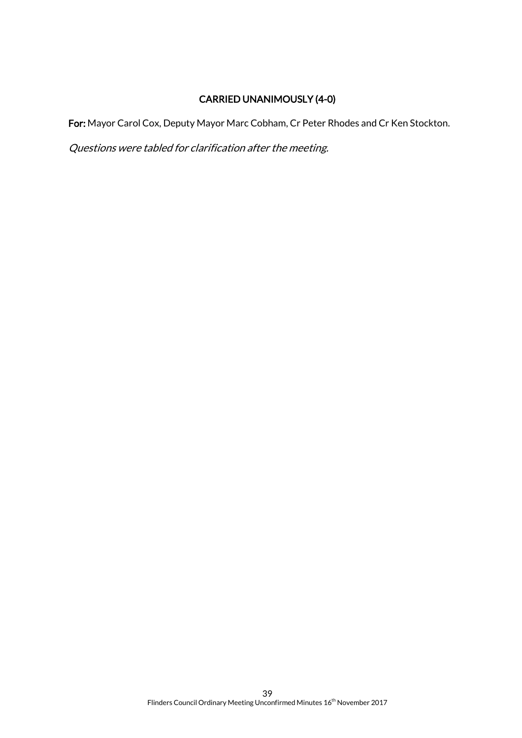**CARRIED UNANIMOUSLY (4-0)**

**For:** Mayor Carol Cox, Deputy Mayor Marc Cobham, Cr Peter Rhodes and Cr Ken Stockton.

*Questions were tabled for clarification after the meeting.*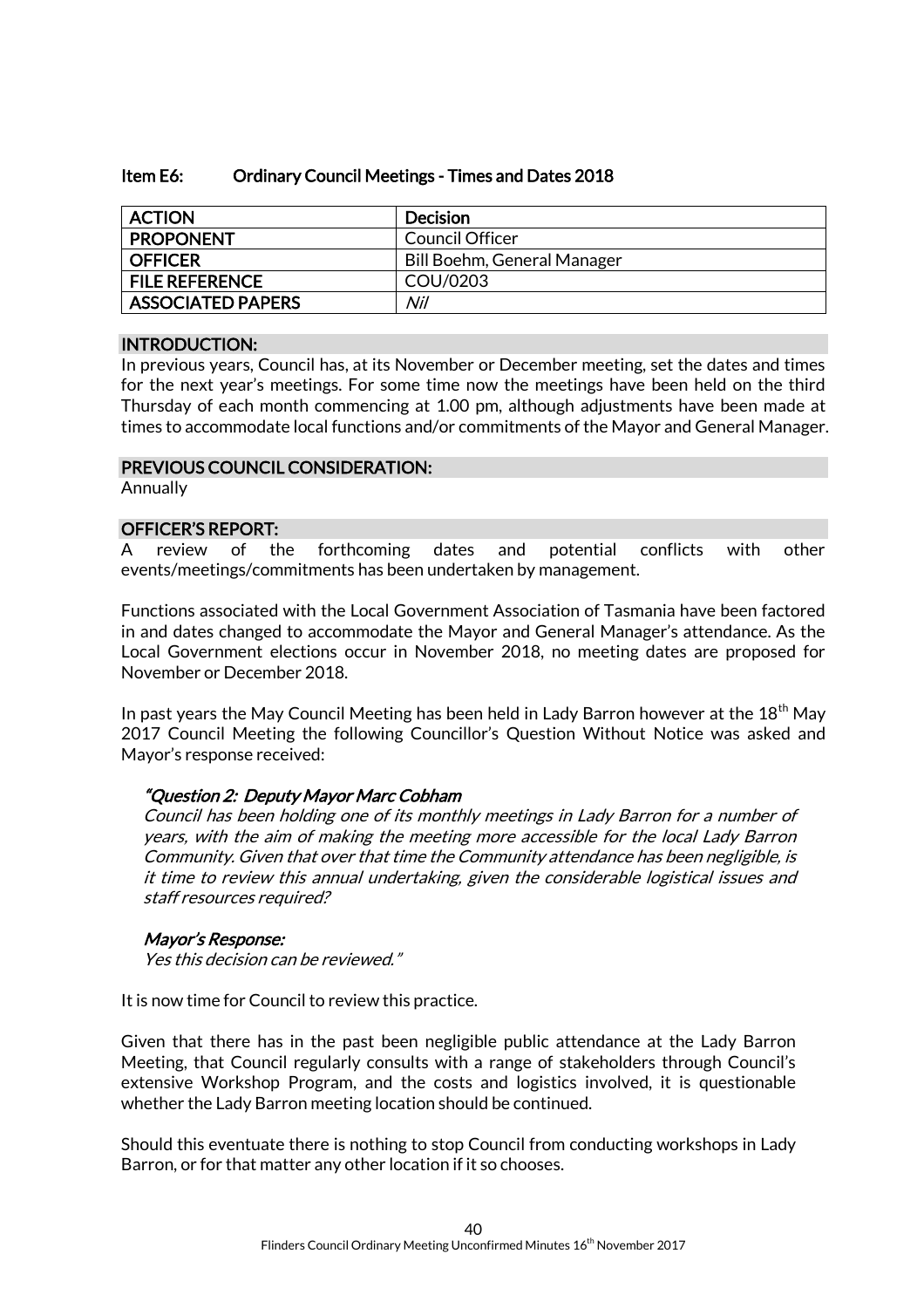### Item E6: Ordinary Council Meetings - Times and Dates 2018

| ACTION | Decision |
|---|---|
| PROPONENT | Council Officer |
| OFFICER | Bill Boehm, General Manager |
| FILE REFERENCE | COU/0203 |
| ASSOCIATED PAPERS | *Nil* |

#### INTRODUCTION:

In previous years, Council has, at its November or December meeting, set the dates and times for the next year's meetings. For some time now the meetings have been held on the third Thursday of each month commencing at 1.00 pm, although adjustments have been made at times to accommodate local functions and/or commitments of the Mayor and General Manager.

#### PREVIOUS COUNCIL CONSIDERATION:

Annually

#### OFFICER'S REPORT:

A review of the forthcoming dates and potential conflicts with other events/meetings/commitments has been undertaken by management.

Functions associated with the Local Government Association of Tasmania have been factored in and dates changed to accommodate the Mayor and General Manager's attendance. As the Local Government elections occur in November 2018, no meeting dates are proposed for November or December 2018.

In past years the May Council Meeting has been held in Lady Barron however at the 18th May 2017 Council Meeting the following Councillor's Question Without Notice was asked and Mayor's response received:

> ***"Question 2: Deputy Mayor Marc Cobham***
> *Council has been holding one of its monthly meetings in Lady Barron for a number of years, with the aim of making the meeting more accessible for the local Lady Barron Community. Given that over that time the Community attendance has been negligible, is it time to review this annual undertaking, given the considerable logistical issues and staff resources required?*
>
> ***Mayor's Response:***
> *Yes this decision can be reviewed."*

It is now time for Council to review this practice.

Given that there has in the past been negligible public attendance at the Lady Barron Meeting, that Council regularly consults with a range of stakeholders through Council's extensive Workshop Program, and the costs and logistics involved, it is questionable whether the Lady Barron meeting location should be continued.

Should this eventuate there is nothing to stop Council from conducting workshops in Lady Barron, or for that matter any other location if it so chooses.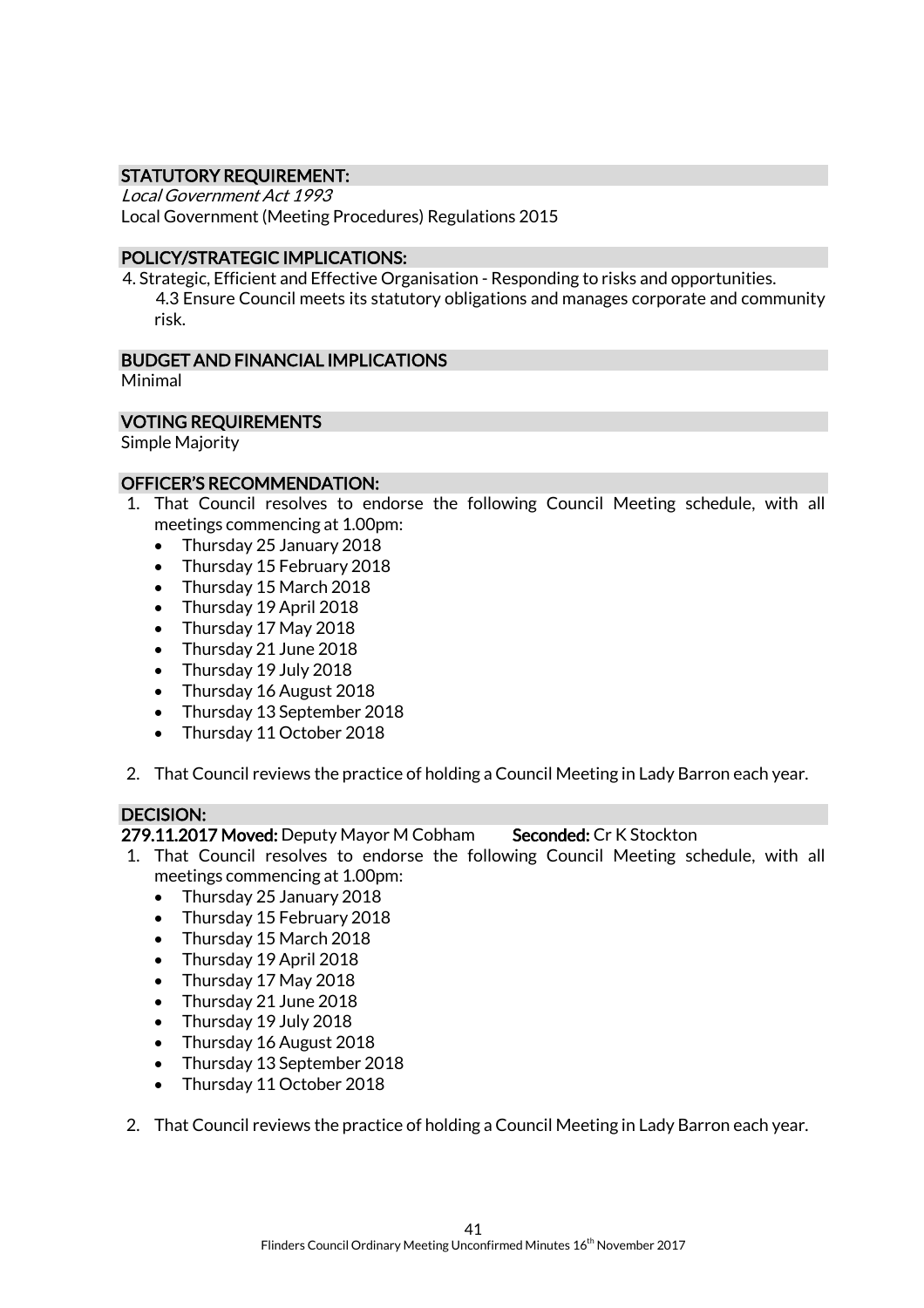## STATUTORY REQUIREMENT:

*Local Government Act 1993*
Local Government (Meeting Procedures) Regulations 2015

## POLICY/STRATEGIC IMPLICATIONS:

4. Strategic, Efficient and Effective Organisation - Responding to risks and opportunities.
   4.3 Ensure Council meets its statutory obligations and manages corporate and community risk.

## BUDGET AND FINANCIAL IMPLICATIONS

Minimal

## VOTING REQUIREMENTS

Simple Majority

## OFFICER'S RECOMMENDATION:

1. That Council resolves to endorse the following Council Meeting schedule, with all meetings commencing at 1.00pm:
   - Thursday 25 January 2018
   - Thursday 15 February 2018
   - Thursday 15 March 2018
   - Thursday 19 April 2018
   - Thursday 17 May 2018
   - Thursday 21 June 2018
   - Thursday 19 July 2018
   - Thursday 16 August 2018
   - Thursday 13 September 2018
   - Thursday 11 October 2018

2. That Council reviews the practice of holding a Council Meeting in Lady Barron each year.

## DECISION:

**279.11.2017 Moved:** Deputy Mayor M Cobham **Seconded:** Cr K Stockton

1. That Council resolves to endorse the following Council Meeting schedule, with all meetings commencing at 1.00pm:
   - Thursday 25 January 2018
   - Thursday 15 February 2018
   - Thursday 15 March 2018
   - Thursday 19 April 2018
   - Thursday 17 May 2018
   - Thursday 21 June 2018
   - Thursday 19 July 2018
   - Thursday 16 August 2018
   - Thursday 13 September 2018
   - Thursday 11 October 2018

2. That Council reviews the practice of holding a Council Meeting in Lady Barron each year.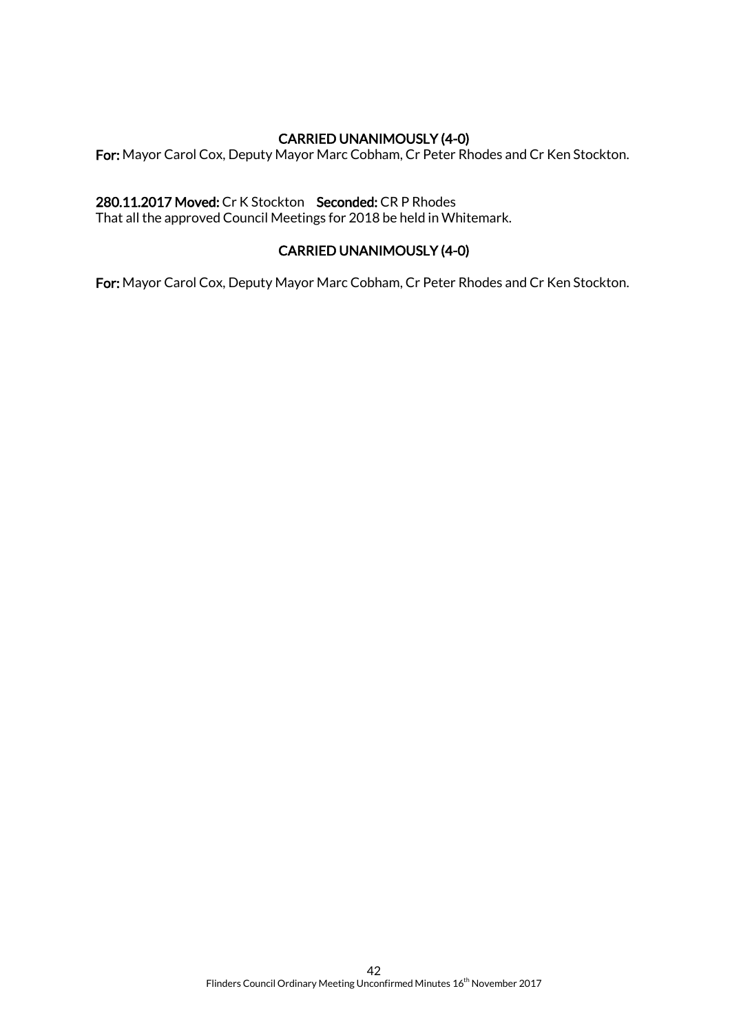**CARRIED UNANIMOUSLY (4-0)**

**For:** Mayor Carol Cox, Deputy Mayor Marc Cobham, Cr Peter Rhodes and Cr Ken Stockton.

**280.11.2017 Moved:** Cr K Stockton **Seconded:** CR P Rhodes

That all the approved Council Meetings for 2018 be held in Whitemark.

**CARRIED UNANIMOUSLY (4-0)**

**For:** Mayor Carol Cox, Deputy Mayor Marc Cobham, Cr Peter Rhodes and Cr Ken Stockton.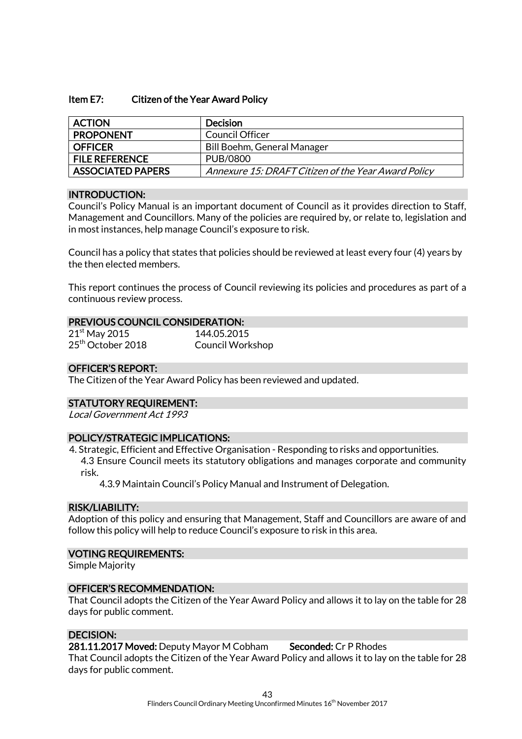## Item E7: Citizen of the Year Award Policy

| ACTION | Decision |
|---|---|
| PROPONENT | Council Officer |
| OFFICER | Bill Boehm, General Manager |
| FILE REFERENCE | PUB/0800 |
| ASSOCIATED PAPERS | *Annexure 15: DRAFT Citizen of the Year Award Policy* |

### INTRODUCTION:

Council's Policy Manual is an important document of Council as it provides direction to Staff, Management and Councillors. Many of the policies are required by, or relate to, legislation and in most instances, help manage Council's exposure to risk.

Council has a policy that states that policies should be reviewed at least every four (4) years by the then elected members.

This report continues the process of Council reviewing its policies and procedures as part of a continuous review process.

### PREVIOUS COUNCIL CONSIDERATION:

21st May 2015 144.05.2015
25th October 2018 Council Workshop

### OFFICER'S REPORT:

The Citizen of the Year Award Policy has been reviewed and updated.

### STATUTORY REQUIREMENT:

*Local Government Act 1993*

### POLICY/STRATEGIC IMPLICATIONS:

4. Strategic, Efficient and Effective Organisation - Responding to risks and opportunities.
   - 4.3 Ensure Council meets its statutory obligations and manages corporate and community risk.
     - 4.3.9 Maintain Council's Policy Manual and Instrument of Delegation.

### RISK/LIABILITY:

Adoption of this policy and ensuring that Management, Staff and Councillors are aware of and follow this policy will help to reduce Council's exposure to risk in this area.

### VOTING REQUIREMENTS:

Simple Majority

### OFFICER'S RECOMMENDATION:

That Council adopts the Citizen of the Year Award Policy and allows it to lay on the table for 28 days for public comment.

### DECISION:

**281.11.2017 Moved:** Deputy Mayor M Cobham **Seconded:** Cr P Rhodes

That Council adopts the Citizen of the Year Award Policy and allows it to lay on the table for 28 days for public comment.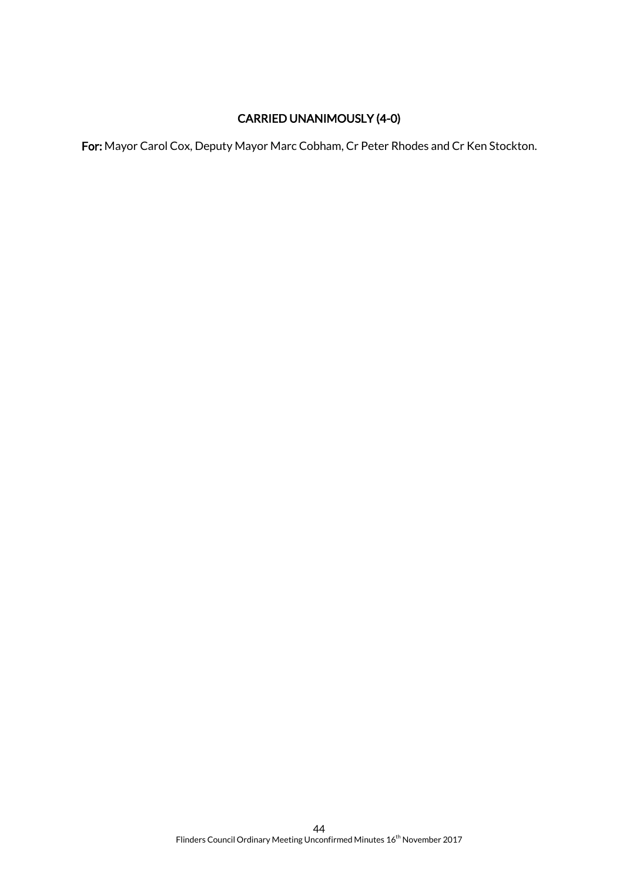**CARRIED UNANIMOUSLY (4-0)**

**For:** Mayor Carol Cox, Deputy Mayor Marc Cobham, Cr Peter Rhodes and Cr Ken Stockton.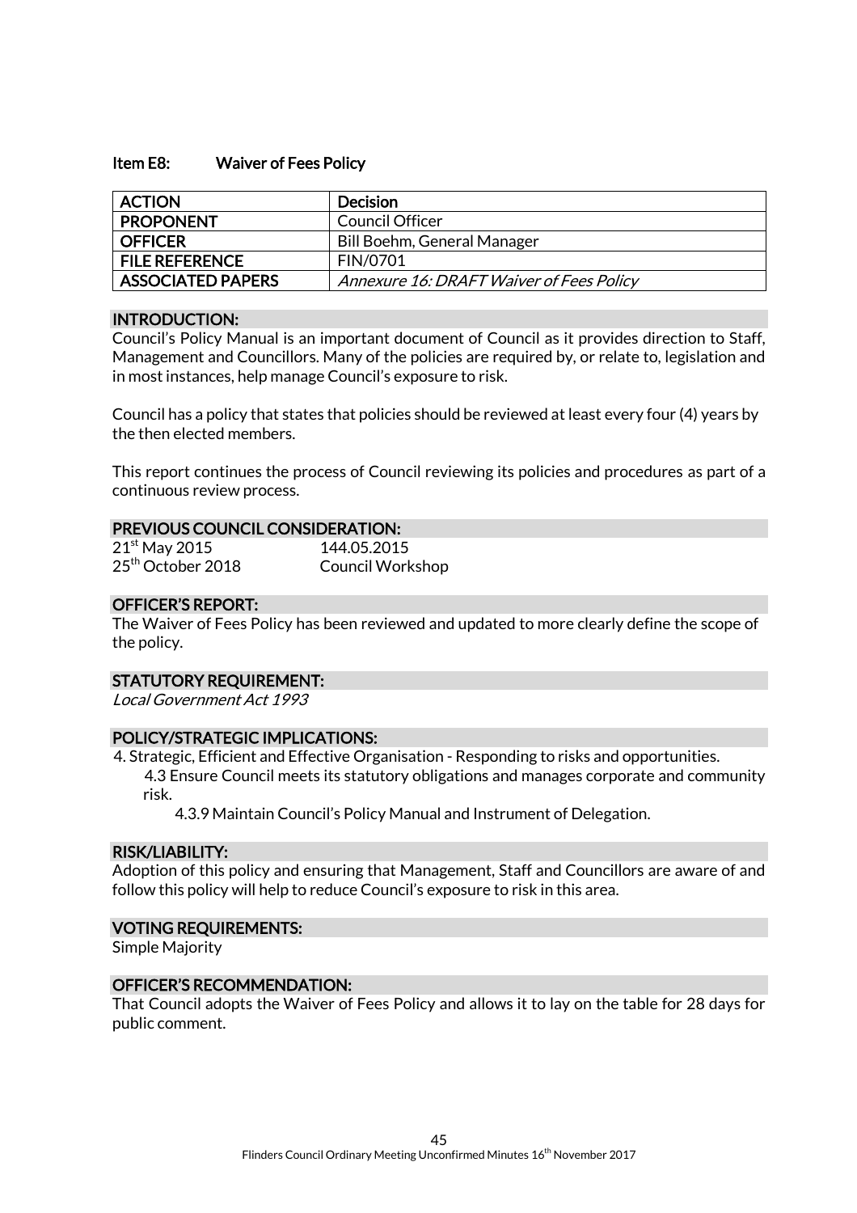### Item E8: Waiver of Fees Policy

| ACTION | Decision |
|---|---|
| PROPONENT | Council Officer |
| OFFICER | Bill Boehm, General Manager |
| FILE REFERENCE | FIN/0701 |
| ASSOCIATED PAPERS | *Annexure 16: DRAFT Waiver of Fees Policy* |

#### INTRODUCTION:

Council's Policy Manual is an important document of Council as it provides direction to Staff, Management and Councillors. Many of the policies are required by, or relate to, legislation and in most instances, help manage Council's exposure to risk.

Council has a policy that states that policies should be reviewed at least every four (4) years by the then elected members.

This report continues the process of Council reviewing its policies and procedures as part of a continuous review process.

#### PREVIOUS COUNCIL CONSIDERATION:

21st May 2015 — 144.05.2015
25th October 2018 — Council Workshop

#### OFFICER'S REPORT:

The Waiver of Fees Policy has been reviewed and updated to more clearly define the scope of the policy.

#### STATUTORY REQUIREMENT:

*Local Government Act 1993*

#### POLICY/STRATEGIC IMPLICATIONS:

4. Strategic, Efficient and Effective Organisation - Responding to risks and opportunities.
   - 4.3 Ensure Council meets its statutory obligations and manages corporate and community risk.
     - 4.3.9 Maintain Council's Policy Manual and Instrument of Delegation.

#### RISK/LIABILITY:

Adoption of this policy and ensuring that Management, Staff and Councillors are aware of and follow this policy will help to reduce Council's exposure to risk in this area.

#### VOTING REQUIREMENTS:

Simple Majority

#### OFFICER'S RECOMMENDATION:

That Council adopts the Waiver of Fees Policy and allows it to lay on the table for 28 days for public comment.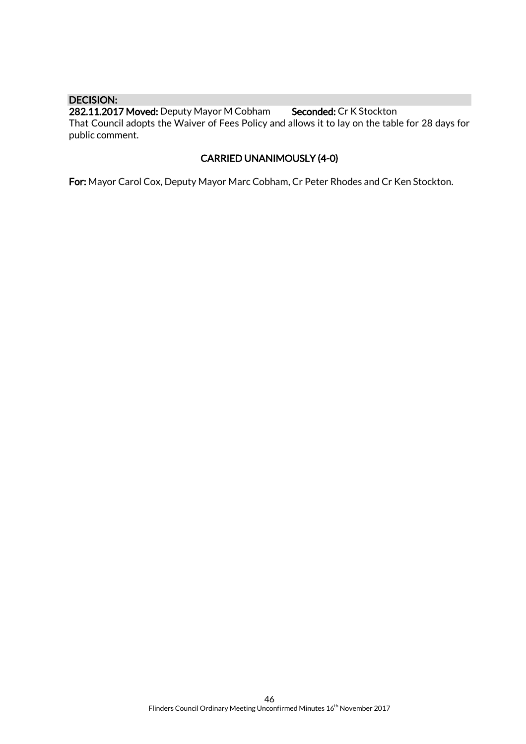**DECISION:**

**282.11.2017 Moved:** Deputy Mayor M Cobham **Seconded:** Cr K Stockton

That Council adopts the Waiver of Fees Policy and allows it to lay on the table for 28 days for public comment.

**CARRIED UNANIMOUSLY (4-0)**

**For:** Mayor Carol Cox, Deputy Mayor Marc Cobham, Cr Peter Rhodes and Cr Ken Stockton.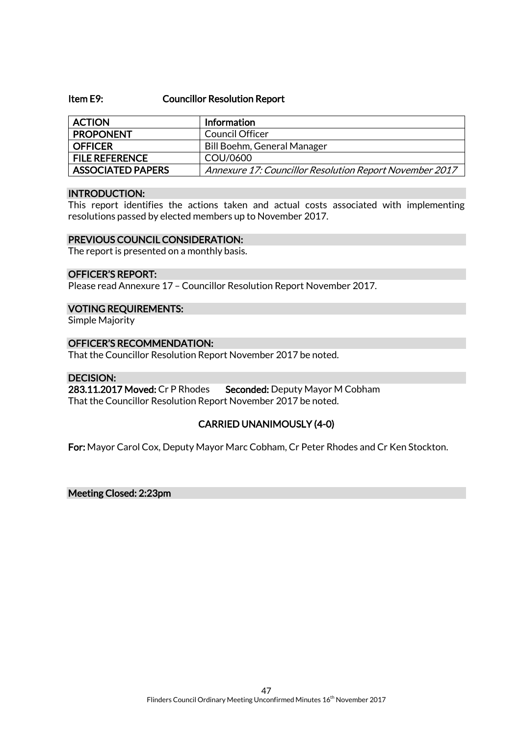### Item E9: Councillor Resolution Report

| ACTION | Information |
|---|---|
| PROPONENT | Council Officer |
| OFFICER | Bill Boehm, General Manager |
| FILE REFERENCE | COU/0600 |
| ASSOCIATED PAPERS | *Annexure 17: Councillor Resolution Report November 2017* |

**INTRODUCTION:**

This report identifies the actions taken and actual costs associated with implementing resolutions passed by elected members up to November 2017.

**PREVIOUS COUNCIL CONSIDERATION:**

The report is presented on a monthly basis.

**OFFICER'S REPORT:**

Please read Annexure 17 – Councillor Resolution Report November 2017.

**VOTING REQUIREMENTS:**

Simple Majority

**OFFICER'S RECOMMENDATION:**

That the Councillor Resolution Report November 2017 be noted.

**DECISION:**

**283.11.2017 Moved:** Cr P Rhodes **Seconded:** Deputy Mayor M Cobham

That the Councillor Resolution Report November 2017 be noted.

**CARRIED UNANIMOUSLY (4-0)**

**For:** Mayor Carol Cox, Deputy Mayor Marc Cobham, Cr Peter Rhodes and Cr Ken Stockton.

**Meeting Closed: 2:23pm**